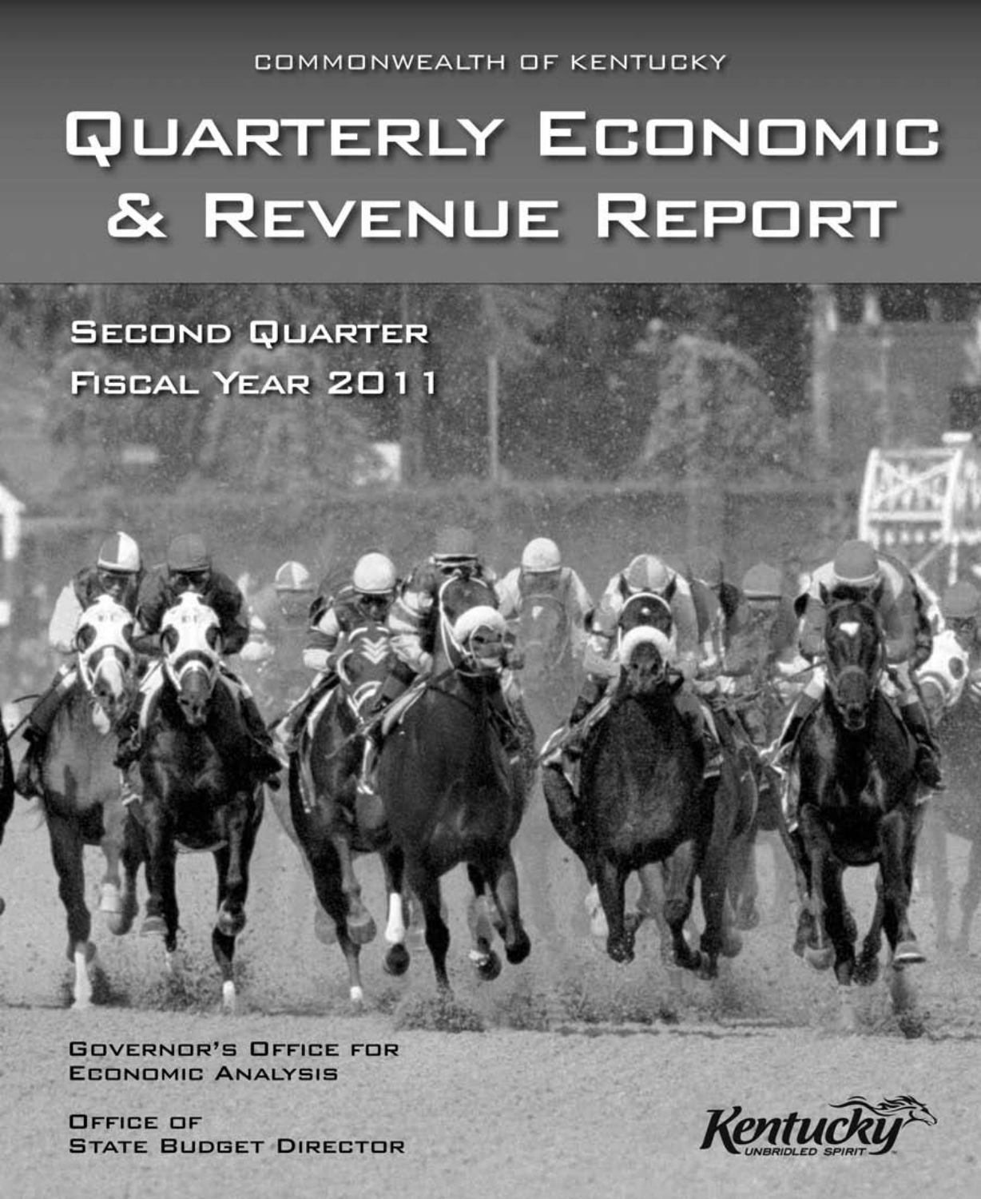COMMONWEALTH OF KENTUCKY

# QUARTERLY ECONOMIC & REVENUE REPORT

## SECOND QUARTER FISCAL YEAR 2011

GOVERNOR'S OFFICE FOR ECONOMIC ANALYSIS

OFFICE OF STATE BUDGET DIRECTOR

Kentucky UNBRIDLED SPIRIT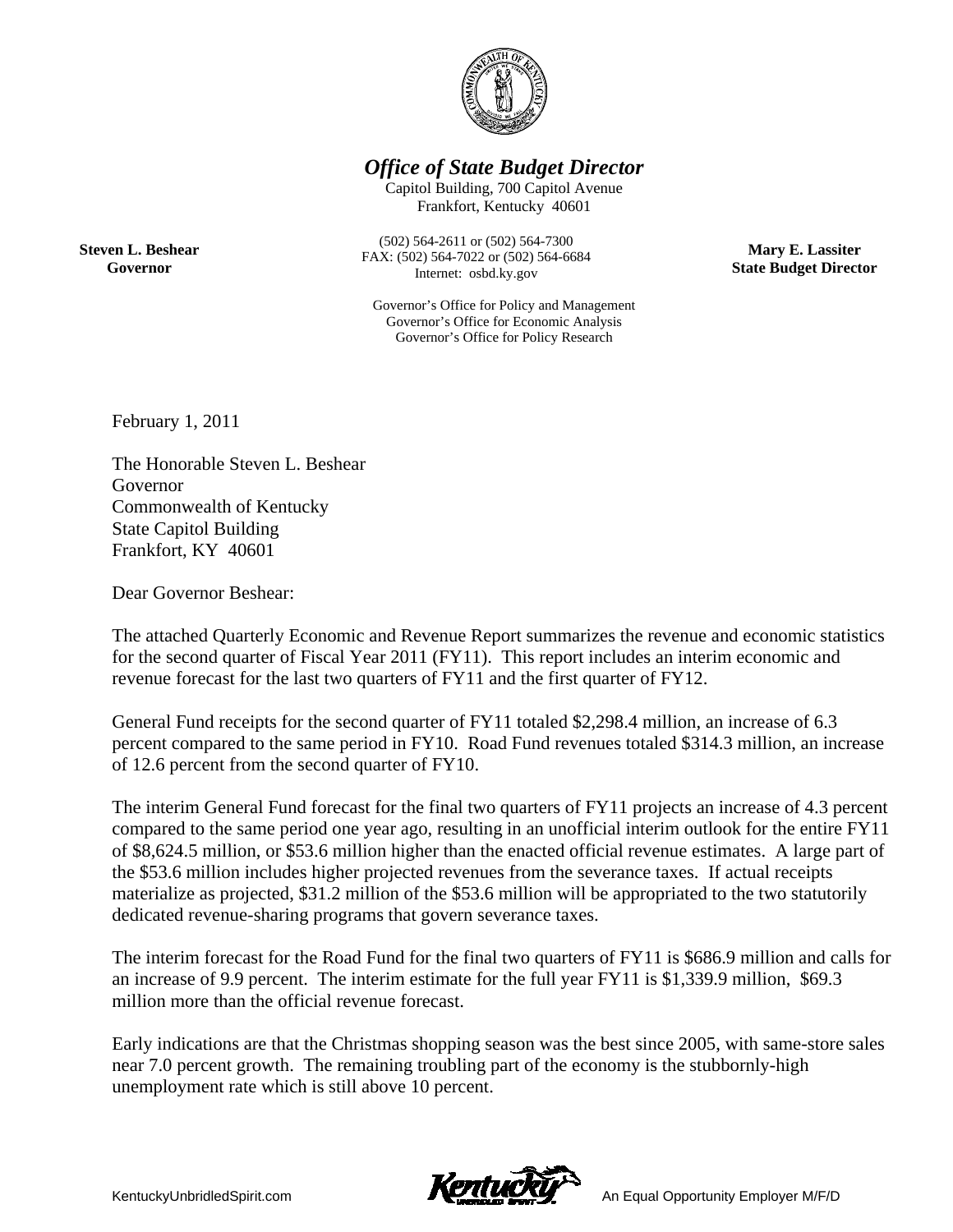# *Office of State Budget Director*

Capitol Building, 700 Capitol Avenue
Frankfort, Kentucky 40601

(502) 564-2611 or (502) 564-7300
FAX: (502) 564-7022 or (502) 564-6684
Internet: osbd.ky.gov

Governor's Office for Policy and Management
Governor's Office for Economic Analysis
Governor's Office for Policy Research

**Steven L. Beshear**
**Governor**

**Mary E. Lassiter**
**State Budget Director**

February 1, 2011

The Honorable Steven L. Beshear
Governor
Commonwealth of Kentucky
State Capitol Building
Frankfort, KY 40601

Dear Governor Beshear:

The attached Quarterly Economic and Revenue Report summarizes the revenue and economic statistics for the second quarter of Fiscal Year 2011 (FY11). This report includes an interim economic and revenue forecast for the last two quarters of FY11 and the first quarter of FY12.

General Fund receipts for the second quarter of FY11 totaled $2,298.4 million, an increase of 6.3 percent compared to the same period in FY10. Road Fund revenues totaled $314.3 million, an increase of 12.6 percent from the second quarter of FY10.

The interim General Fund forecast for the final two quarters of FY11 projects an increase of 4.3 percent compared to the same period one year ago, resulting in an unofficial interim outlook for the entire FY11 of $8,624.5 million, or $53.6 million higher than the enacted official revenue estimates. A large part of the $53.6 million includes higher projected revenues from the severance taxes. If actual receipts materialize as projected, $31.2 million of the $53.6 million will be appropriated to the two statutorily dedicated revenue-sharing programs that govern severance taxes.

The interim forecast for the Road Fund for the final two quarters of FY11 is $686.9 million and calls for an increase of 9.9 percent. The interim estimate for the full year FY11 is $1,339.9 million, $69.3 million more than the official revenue forecast.

Early indications are that the Christmas shopping season was the best since 2005, with same-store sales near 7.0 percent growth. The remaining troubling part of the economy is the stubbornly-high unemployment rate which is still above 10 percent.

KentuckyUnbridledSpirit.com

An Equal Opportunity Employer M/F/D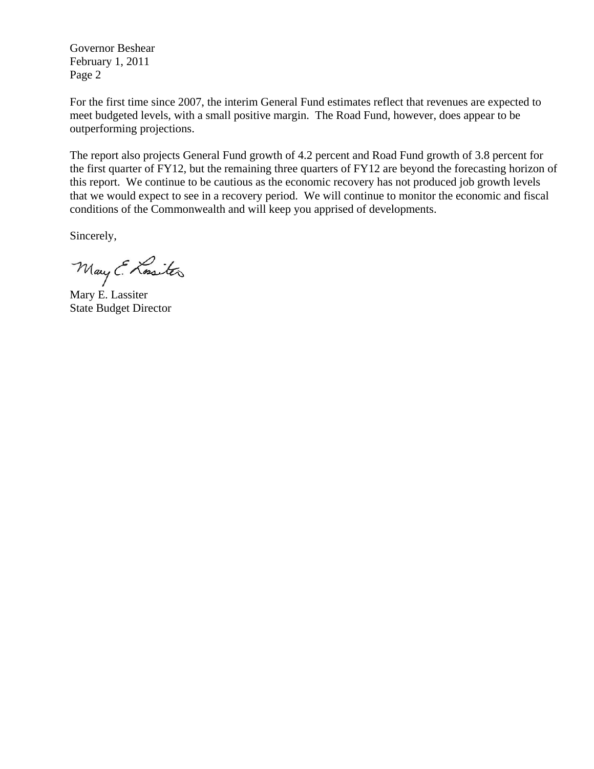Governor Beshear
February 1, 2011
Page 2

For the first time since 2007, the interim General Fund estimates reflect that revenues are expected to meet budgeted levels, with a small positive margin. The Road Fund, however, does appear to be outperforming projections.

The report also projects General Fund growth of 4.2 percent and Road Fund growth of 3.8 percent for the first quarter of FY12, but the remaining three quarters of FY12 are beyond the forecasting horizon of this report. We continue to be cautious as the economic recovery has not produced job growth levels that we would expect to see in a recovery period. We will continue to monitor the economic and fiscal conditions of the Commonwealth and will keep you apprised of developments.

Sincerely,

Mary E. Lassiter
State Budget Director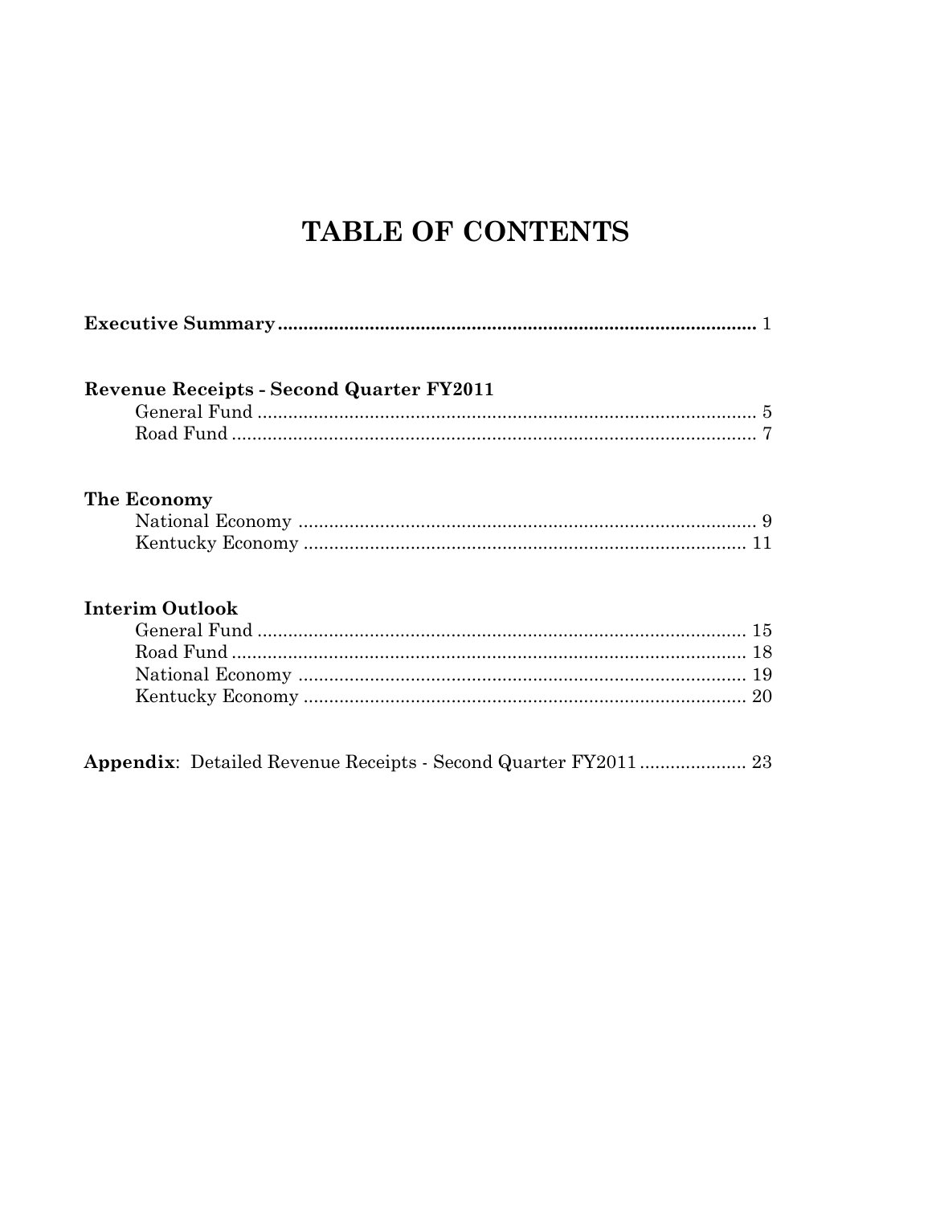# TABLE OF CONTENTS

**Executive Summary** .......................................................................................... 1

**Revenue Receipts - Second Quarter FY2011**

General Fund ................................................................................................ 5

Road Fund ..................................................................................................... 7

**The Economy**

National Economy ........................................................................................ 9

Kentucky Economy ..................................................................................... 11

**Interim Outlook**

General Fund .............................................................................................. 15

Road Fund ................................................................................................... 18

National Economy ...................................................................................... 19

Kentucky Economy ..................................................................................... 20

**Appendix**: Detailed Revenue Receipts - Second Quarter FY2011 .................... 23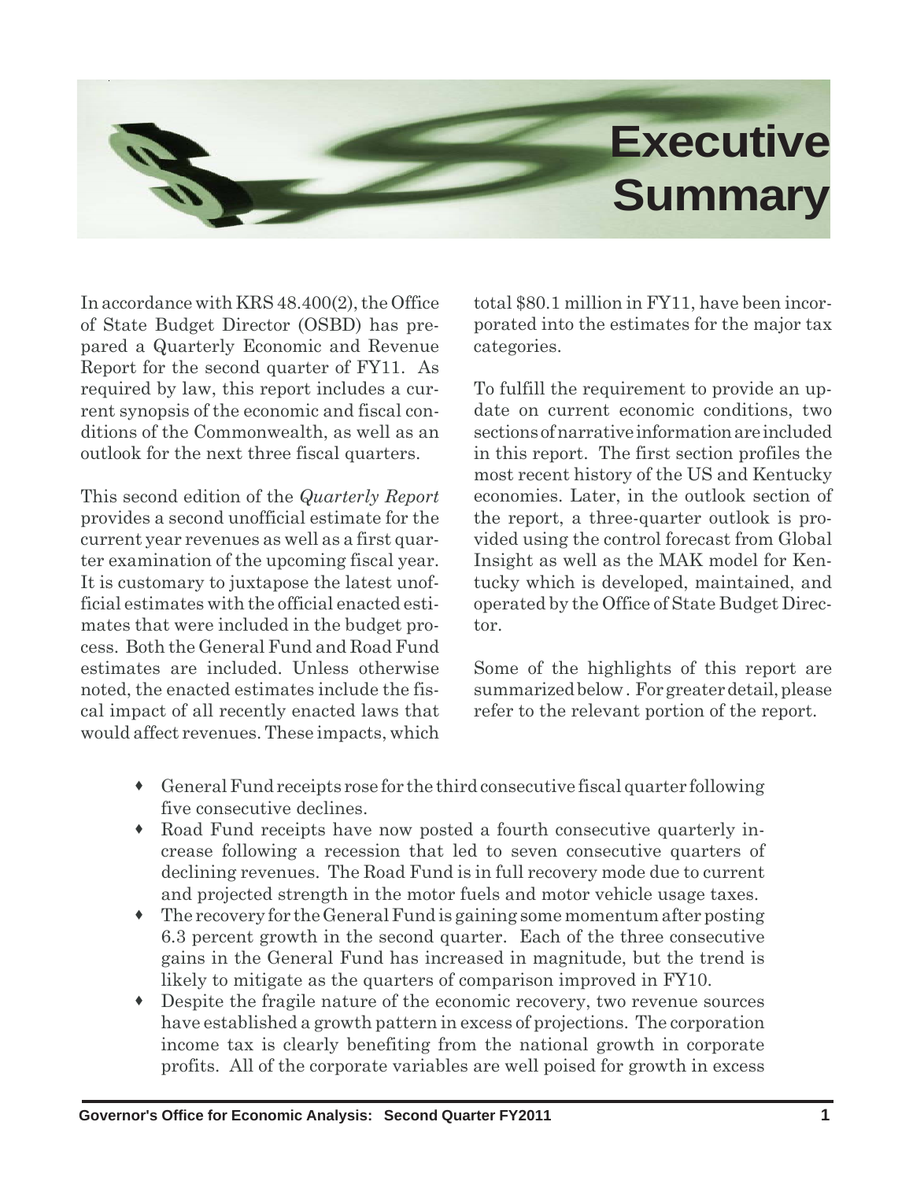# Executive Summary

In accordance with KRS 48.400(2), the Office of State Budget Director (OSBD) has prepared a Quarterly Economic and Revenue Report for the second quarter of FY11. As required by law, this report includes a current synopsis of the economic and fiscal conditions of the Commonwealth, as well as an outlook for the next three fiscal quarters.

This second edition of the *Quarterly Report* provides a second unofficial estimate for the current year revenues as well as a first quarter examination of the upcoming fiscal year. It is customary to juxtapose the latest unofficial estimates with the official enacted estimates that were included in the budget process. Both the General Fund and Road Fund estimates are included. Unless otherwise noted, the enacted estimates include the fiscal impact of all recently enacted laws that would affect revenues. These impacts, which total \$80.1 million in FY11, have been incorporated into the estimates for the major tax categories.

To fulfill the requirement to provide an update on current economic conditions, two sections of narrative information are included in this report. The first section profiles the most recent history of the US and Kentucky economies. Later, in the outlook section of the report, a three-quarter outlook is provided using the control forecast from Global Insight as well as the MAK model for Kentucky which is developed, maintained, and operated by the Office of State Budget Director.

Some of the highlights of this report are summarized below. For greater detail, please refer to the relevant portion of the report.

- General Fund receipts rose for the third consecutive fiscal quarter following five consecutive declines.
- Road Fund receipts have now posted a fourth consecutive quarterly increase following a recession that led to seven consecutive quarters of declining revenues. The Road Fund is in full recovery mode due to current and projected strength in the motor fuels and motor vehicle usage taxes.
- The recovery for the General Fund is gaining some momentum after posting 6.3 percent growth in the second quarter. Each of the three consecutive gains in the General Fund has increased in magnitude, but the trend is likely to mitigate as the quarters of comparison improved in FY10.
- Despite the fragile nature of the economic recovery, two revenue sources have established a growth pattern in excess of projections. The corporation income tax is clearly benefiting from the national growth in corporate profits. All of the corporate variables are well poised for growth in excess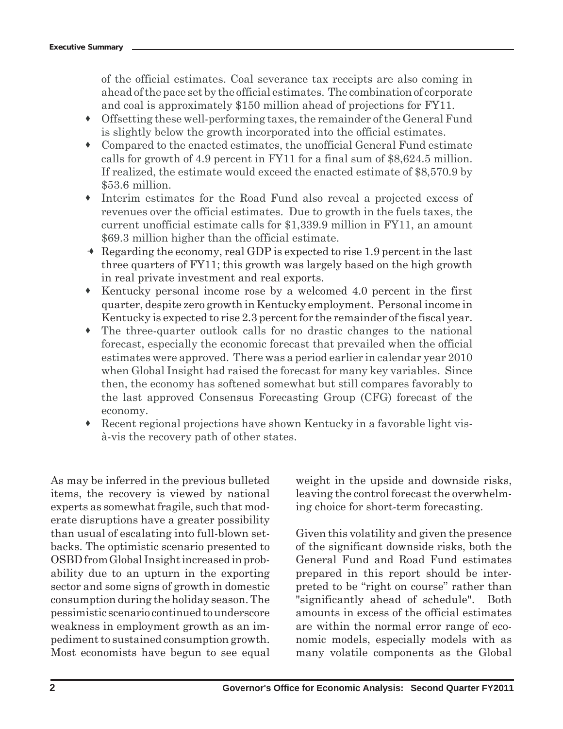of the official estimates. Coal severance tax receipts are also coming in ahead of the pace set by the official estimates. The combination of corporate and coal is approximately $150 million ahead of projections for FY11.

- Offsetting these well-performing taxes, the remainder of the General Fund is slightly below the growth incorporated into the official estimates.
- Compared to the enacted estimates, the unofficial General Fund estimate calls for growth of 4.9 percent in FY11 for a final sum of $8,624.5 million. If realized, the estimate would exceed the enacted estimate of $8,570.9 by $53.6 million.
- Interim estimates for the Road Fund also reveal a projected excess of revenues over the official estimates. Due to growth in the fuels taxes, the current unofficial estimate calls for $1,339.9 million in FY11, an amount $69.3 million higher than the official estimate.
- Regarding the economy, real GDP is expected to rise 1.9 percent in the last three quarters of FY11; this growth was largely based on the high growth in real private investment and real exports.
- Kentucky personal income rose by a welcomed 4.0 percent in the first quarter, despite zero growth in Kentucky employment. Personal income in Kentucky is expected to rise 2.3 percent for the remainder of the fiscal year.
- The three-quarter outlook calls for no drastic changes to the national forecast, especially the economic forecast that prevailed when the official estimates were approved. There was a period earlier in calendar year 2010 when Global Insight had raised the forecast for many key variables. Since then, the economy has softened somewhat but still compares favorably to the last approved Consensus Forecasting Group (CFG) forecast of the economy.
- Recent regional projections have shown Kentucky in a favorable light vis-à-vis the recovery path of other states.

As may be inferred in the previous bulleted items, the recovery is viewed by national experts as somewhat fragile, such that moderate disruptions have a greater possibility than usual of escalating into full-blown setbacks. The optimistic scenario presented to OSBD from Global Insight increased in probability due to an upturn in the exporting sector and some signs of growth in domestic consumption during the holiday season. The pessimistic scenario continued to underscore weakness in employment growth as an impediment to sustained consumption growth. Most economists have begun to see equal weight in the upside and downside risks, leaving the control forecast the overwhelming choice for short-term forecasting.

Given this volatility and given the presence of the significant downside risks, both the General Fund and Road Fund estimates prepared in this report should be interpreted to be "right on course" rather than "significantly ahead of schedule". Both amounts in excess of the official estimates are within the normal error range of economic models, especially models with as many volatile components as the Global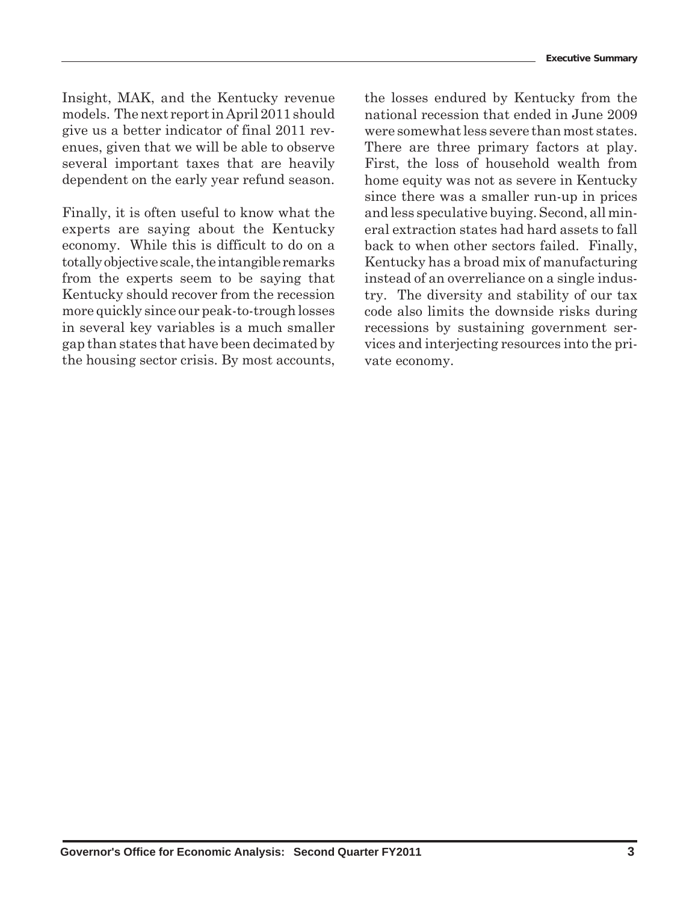Insight, MAK, and the Kentucky revenue models. The next report in April 2011 should give us a better indicator of final 2011 revenues, given that we will be able to observe several important taxes that are heavily dependent on the early year refund season.

Finally, it is often useful to know what the experts are saying about the Kentucky economy. While this is difficult to do on a totally objective scale, the intangible remarks from the experts seem to be saying that Kentucky should recover from the recession more quickly since our peak-to-trough losses in several key variables is a much smaller gap than states that have been decimated by the housing sector crisis. By most accounts, the losses endured by Kentucky from the national recession that ended in June 2009 were somewhat less severe than most states. There are three primary factors at play. First, the loss of household wealth from home equity was not as severe in Kentucky since there was a smaller run-up in prices and less speculative buying. Second, all mineral extraction states had hard assets to fall back to when other sectors failed. Finally, Kentucky has a broad mix of manufacturing instead of an overreliance on a single industry. The diversity and stability of our tax code also limits the downside risks during recessions by sustaining government services and interjecting resources into the private economy.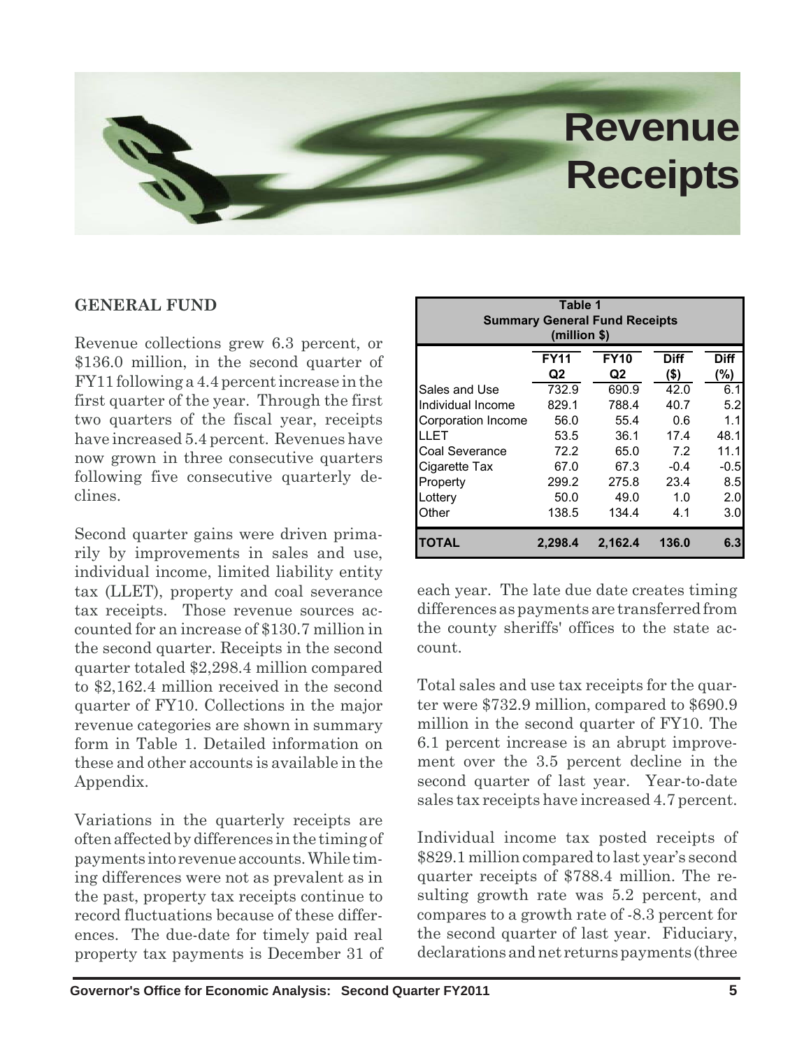# Revenue Receipts

## GENERAL FUND

Revenue collections grew 6.3 percent, or \$136.0 million, in the second quarter of FY11 following a 4.4 percent increase in the first quarter of the year. Through the first two quarters of the fiscal year, receipts have increased 5.4 percent. Revenues have now grown in three consecutive quarters following five consecutive quarterly declines.

Second quarter gains were driven primarily by improvements in sales and use, individual income, limited liability entity tax (LLET), property and coal severance tax receipts. Those revenue sources accounted for an increase of \$130.7 million in the second quarter. Receipts in the second quarter totaled \$2,298.4 million compared to \$2,162.4 million received in the second quarter of FY10. Collections in the major revenue categories are shown in summary form in Table 1. Detailed information on these and other accounts is available in the Appendix.

Variations in the quarterly receipts are often affected by differences in the timing of payments into revenue accounts. While timing differences were not as prevalent as in the past, property tax receipts continue to record fluctuations because of these differences. The due-date for timely paid real property tax payments is December 31 of each year. The late due date creates timing differences as payments are transferred from the county sheriffs' offices to the state account.

**Table 1**
**Summary General Fund Receipts**
**(million \$)**

| | FY11 Q2 | FY10 Q2 | Diff (\$) | Diff (%) |
|---|---|---|---|---|
| Sales and Use | 732.9 | 690.9 | 42.0 | 6.1 |
| Individual Income | 829.1 | 788.4 | 40.7 | 5.2 |
| Corporation Income | 56.0 | 55.4 | 0.6 | 1.1 |
| LLET | 53.5 | 36.1 | 17.4 | 48.1 |
| Coal Severance | 72.2 | 65.0 | 7.2 | 11.1 |
| Cigarette Tax | 67.0 | 67.3 | -0.4 | -0.5 |
| Property | 299.2 | 275.8 | 23.4 | 8.5 |
| Lottery | 50.0 | 49.0 | 1.0 | 2.0 |
| Other | 138.5 | 134.4 | 4.1 | 3.0 |
| **TOTAL** | **2,298.4** | **2,162.4** | **136.0** | **6.3** |

Total sales and use tax receipts for the quarter were \$732.9 million, compared to \$690.9 million in the second quarter of FY10. The 6.1 percent increase is an abrupt improvement over the 3.5 percent decline in the second quarter of last year. Year-to-date sales tax receipts have increased 4.7 percent.

Individual income tax posted receipts of \$829.1 million compared to last year's second quarter receipts of \$788.4 million. The resulting growth rate was 5.2 percent, and compares to a growth rate of -8.3 percent for the second quarter of last year. Fiduciary, declarations and net returns payments (three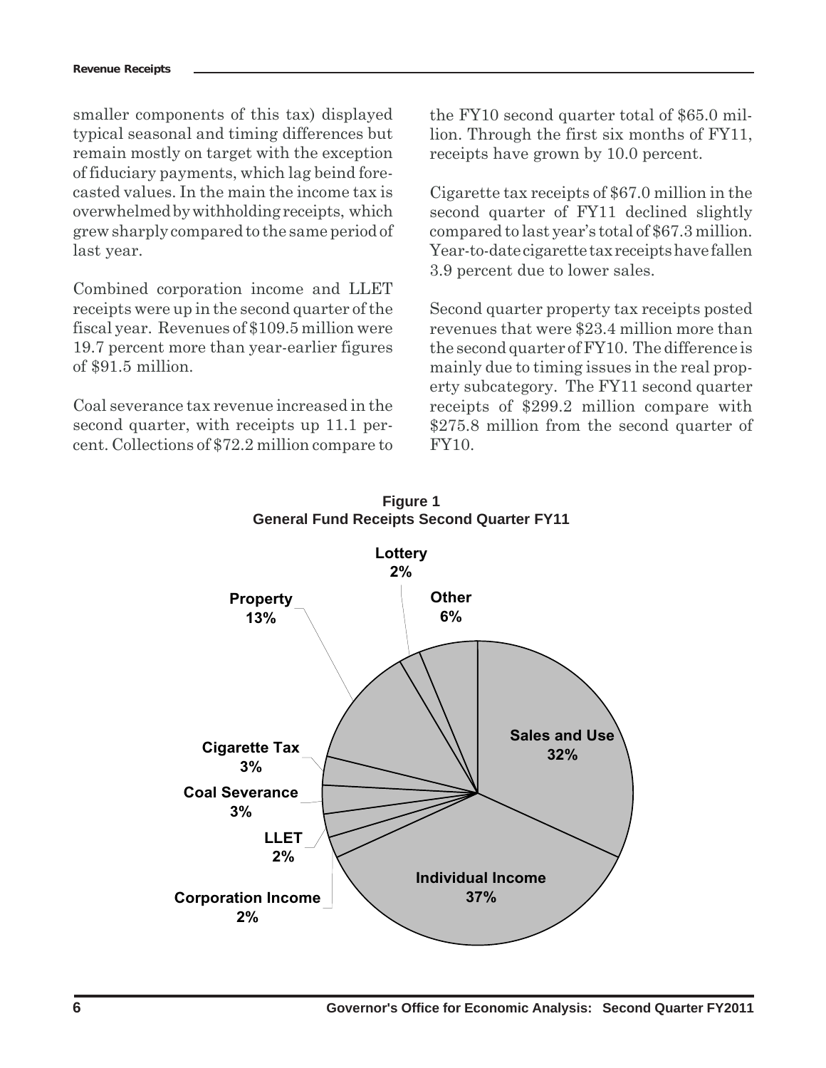smaller components of this tax) displayed typical seasonal and timing differences but remain mostly on target with the exception of fiduciary payments, which lag beind forecasted values. In the main the income tax is overwhelmed by withholding receipts, which grew sharply compared to the same period of last year.

Combined corporation income and LLET receipts were up in the second quarter of the fiscal year. Revenues of $109.5 million were 19.7 percent more than year-earlier figures of $91.5 million.

Coal severance tax revenue increased in the second quarter, with receipts up 11.1 percent. Collections of $72.2 million compare to the FY10 second quarter total of $65.0 million. Through the first six months of FY11, receipts have grown by 10.0 percent.

Cigarette tax receipts of $67.0 million in the second quarter of FY11 declined slightly compared to last year's total of $67.3 million. Year-to-date cigarette tax receipts have fallen 3.9 percent due to lower sales.

Second quarter property tax receipts posted revenues that were $23.4 million more than the second quarter of FY10. The difference is mainly due to timing issues in the real property subcategory. The FY11 second quarter receipts of $299.2 million compare with $275.8 million from the second quarter of FY10.

**Figure 1**
**General Fund Receipts Second Quarter FY11**

| Category | Share |
|---|---|
| Sales and Use | 32% |
| Individual Income | 37% |
| Corporation Income | 2% |
| LLET | 2% |
| Coal Severance | 3% |
| Cigarette Tax | 3% |
| Property | 13% |
| Lottery | 2% |
| Other | 6% |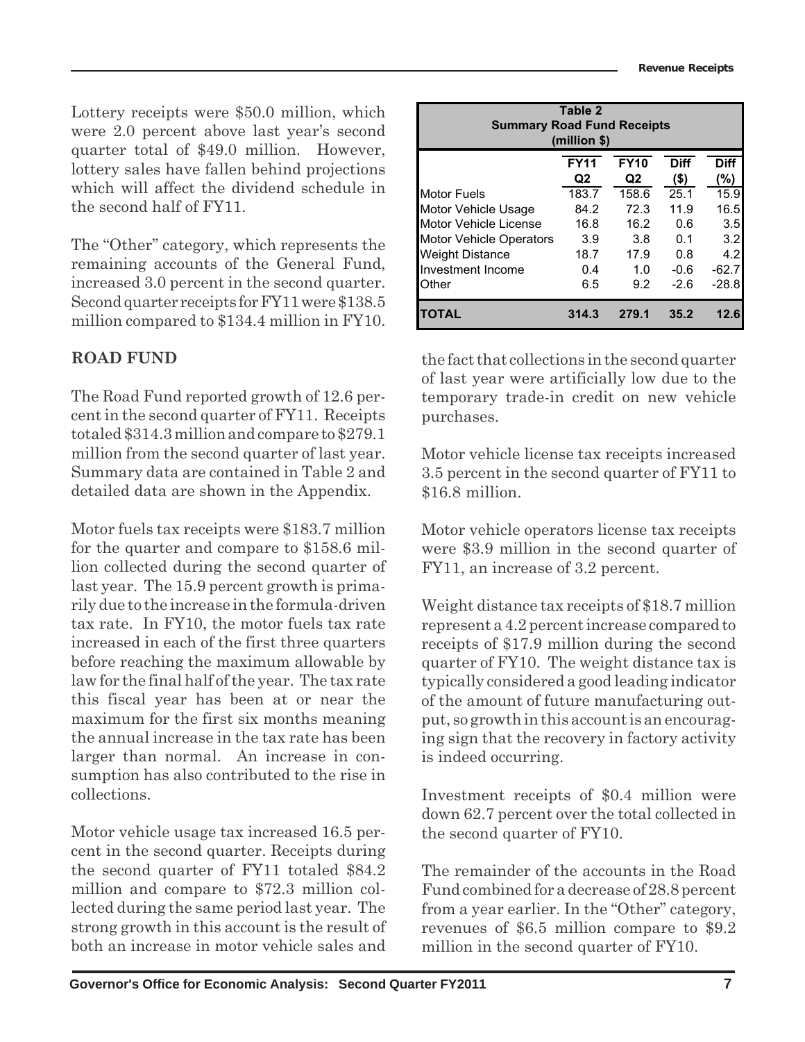Lottery receipts were $50.0 million, which were 2.0 percent above last year's second quarter total of $49.0 million. However, lottery sales have fallen behind projections which will affect the dividend schedule in the second half of FY11.

The "Other" category, which represents the remaining accounts of the General Fund, increased 3.0 percent in the second quarter. Second quarter receipts for FY11 were $138.5 million compared to $134.4 million in FY10.

## ROAD FUND

The Road Fund reported growth of 12.6 percent in the second quarter of FY11. Receipts totaled $314.3 million and compare to $279.1 million from the second quarter of last year. Summary data are contained in Table 2 and detailed data are shown in the Appendix.

**Table 2**
**Summary Road Fund Receipts**
**(million $)**

| | FY11 Q2 | FY10 Q2 | Diff ($) | Diff (%) |
|---|---|---|---|---|
| Motor Fuels | 183.7 | 158.6 | 25.1 | 15.9 |
| Motor Vehicle Usage | 84.2 | 72.3 | 11.9 | 16.5 |
| Motor Vehicle License | 16.8 | 16.2 | 0.6 | 3.5 |
| Motor Vehicle Operators | 3.9 | 3.8 | 0.1 | 3.2 |
| Weight Distance | 18.7 | 17.9 | 0.8 | 4.2 |
| Investment Income | 0.4 | 1.0 | -0.6 | -62.7 |
| Other | 6.5 | 9.2 | -2.6 | -28.8 |
| **TOTAL** | **314.3** | **279.1** | **35.2** | **12.6** |

Motor fuels tax receipts were $183.7 million for the quarter and compare to $158.6 million collected during the second quarter of last year. The 15.9 percent growth is primarily due to the increase in the formula-driven tax rate. In FY10, the motor fuels tax rate increased in each of the first three quarters before reaching the maximum allowable by law for the final half of the year. The tax rate this fiscal year has been at or near the maximum for the first six months meaning the annual increase in the tax rate has been larger than normal. An increase in consumption has also contributed to the rise in collections.

Motor vehicle usage tax increased 16.5 percent in the second quarter. Receipts during the second quarter of FY11 totaled $84.2 million and compare to $72.3 million collected during the same period last year. The strong growth in this account is the result of both an increase in motor vehicle sales and the fact that collections in the second quarter of last year were artificially low due to the temporary trade-in credit on new vehicle purchases.

Motor vehicle license tax receipts increased 3.5 percent in the second quarter of FY11 to $16.8 million.

Motor vehicle operators license tax receipts were $3.9 million in the second quarter of FY11, an increase of 3.2 percent.

Weight distance tax receipts of $18.7 million represent a 4.2 percent increase compared to receipts of $17.9 million during the second quarter of FY10. The weight distance tax is typically considered a good leading indicator of the amount of future manufacturing output, so growth in this account is an encouraging sign that the recovery in factory activity is indeed occurring.

Investment receipts of $0.4 million were down 62.7 percent over the total collected in the second quarter of FY10.

The remainder of the accounts in the Road Fund combined for a decrease of 28.8 percent from a year earlier. In the "Other" category, revenues of $6.5 million compare to $9.2 million in the second quarter of FY10.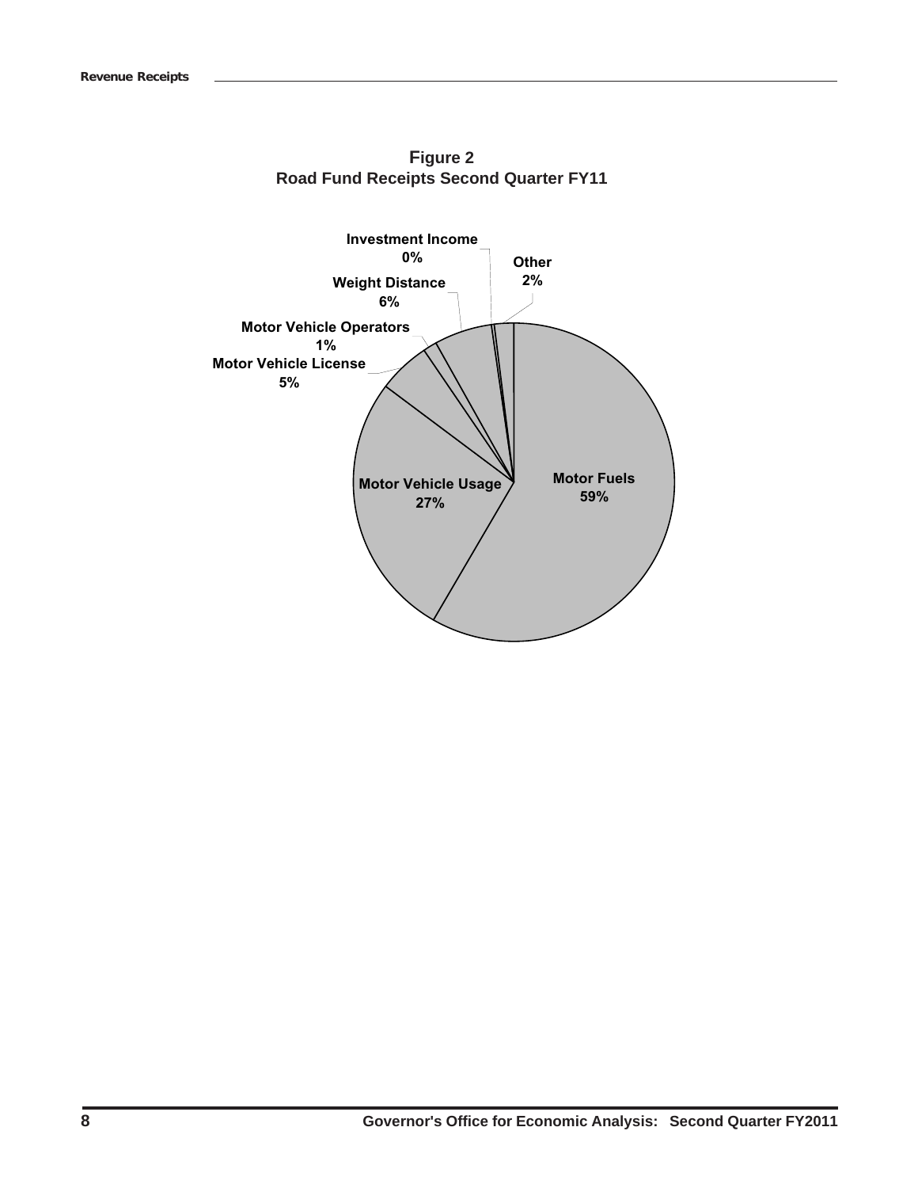**Figure 2**
**Road Fund Receipts Second Quarter FY11**

Investment Income 0%

Other 2%

Weight Distance 6%

Motor Vehicle Operators 1%

Motor Vehicle License 5%

Motor Vehicle Usage 27%

Motor Fuels 59%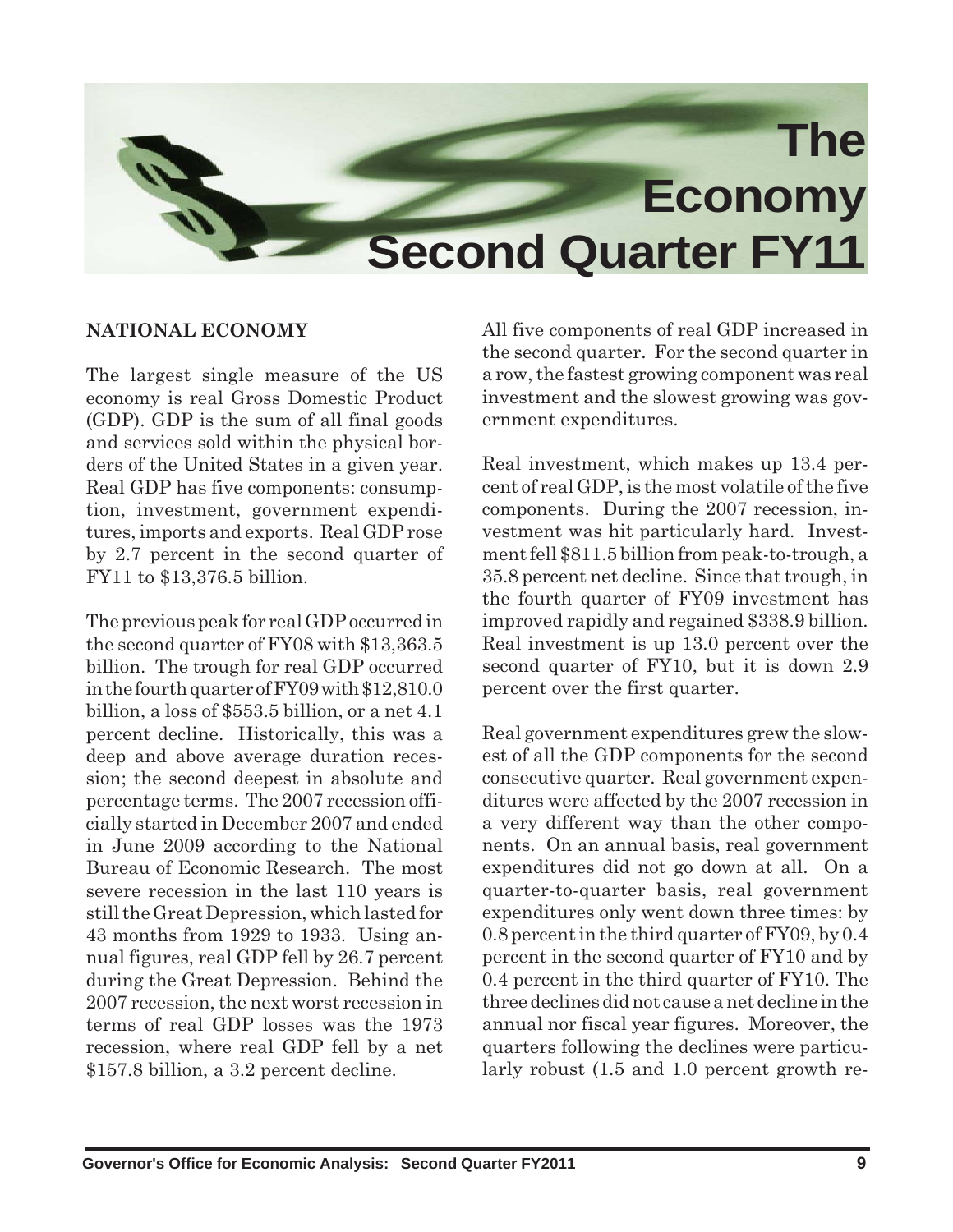# The Economy Second Quarter FY11

## NATIONAL ECONOMY

The largest single measure of the US economy is real Gross Domestic Product (GDP). GDP is the sum of all final goods and services sold within the physical borders of the United States in a given year. Real GDP has five components: consumption, investment, government expenditures, imports and exports. Real GDP rose by 2.7 percent in the second quarter of FY11 to $13,376.5 billion.

The previous peak for real GDP occurred in the second quarter of FY08 with $13,363.5 billion. The trough for real GDP occurred in the fourth quarter of FY09 with $12,810.0 billion, a loss of $553.5 billion, or a net 4.1 percent decline. Historically, this was a deep and above average duration recession; the second deepest in absolute and percentage terms. The 2007 recession officially started in December 2007 and ended in June 2009 according to the National Bureau of Economic Research. The most severe recession in the last 110 years is still the Great Depression, which lasted for 43 months from 1929 to 1933. Using annual figures, real GDP fell by 26.7 percent during the Great Depression. Behind the 2007 recession, the next worst recession in terms of real GDP losses was the 1973 recession, where real GDP fell by a net $157.8 billion, a 3.2 percent decline.

All five components of real GDP increased in the second quarter. For the second quarter in a row, the fastest growing component was real investment and the slowest growing was government expenditures.

Real investment, which makes up 13.4 percent of real GDP, is the most volatile of the five components. During the 2007 recession, investment was hit particularly hard. Investment fell $811.5 billion from peak-to-trough, a 35.8 percent net decline. Since that trough, in the fourth quarter of FY09 investment has improved rapidly and regained $338.9 billion. Real investment is up 13.0 percent over the second quarter of FY10, but it is down 2.9 percent over the first quarter.

Real government expenditures grew the slowest of all the GDP components for the second consecutive quarter. Real government expenditures were affected by the 2007 recession in a very different way than the other components. On an annual basis, real government expenditures did not go down at all. On a quarter-to-quarter basis, real government expenditures only went down three times: by 0.8 percent in the third quarter of FY09, by 0.4 percent in the second quarter of FY10 and by 0.4 percent in the third quarter of FY10. The three declines did not cause a net decline in the annual nor fiscal year figures. Moreover, the quarters following the declines were particularly robust (1.5 and 1.0 percent growth re-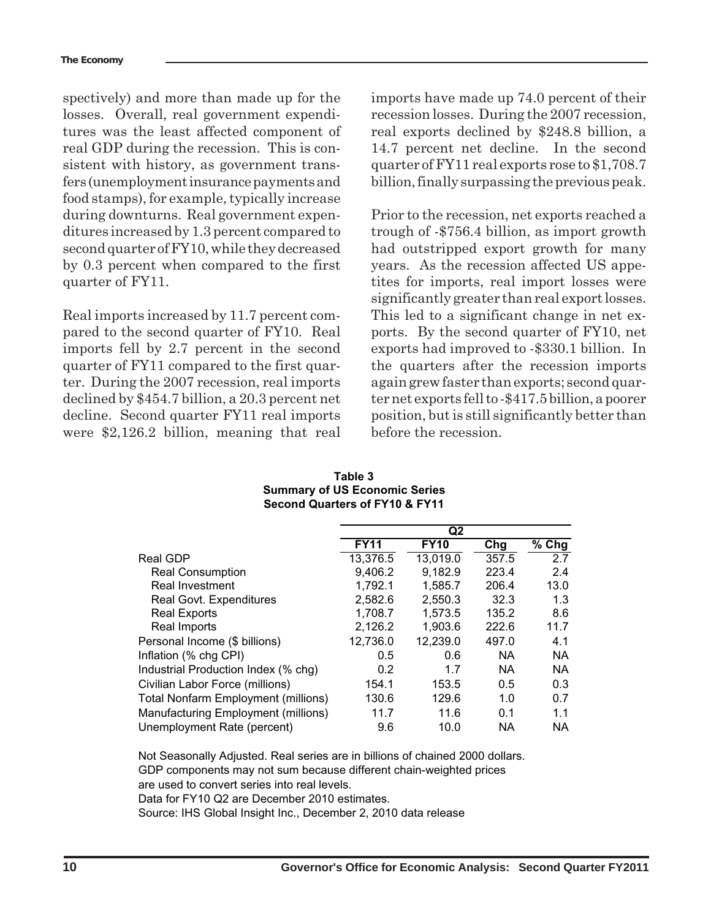spectively) and more than made up for the losses. Overall, real government expenditures was the least affected component of real GDP during the recession. This is consistent with history, as government transfers (unemployment insurance payments and food stamps), for example, typically increase during downturns. Real government expenditures increased by 1.3 percent compared to second quarter of FY10, while they decreased by 0.3 percent when compared to the first quarter of FY11.

Real imports increased by 11.7 percent compared to the second quarter of FY10. Real imports fell by 2.7 percent in the second quarter of FY11 compared to the first quarter. During the 2007 recession, real imports declined by $454.7 billion, a 20.3 percent net decline. Second quarter FY11 real imports were $2,126.2 billion, meaning that real imports have made up 74.0 percent of their recession losses. During the 2007 recession, real exports declined by $248.8 billion, a 14.7 percent net decline. In the second quarter of FY11 real exports rose to $1,708.7 billion, finally surpassing the previous peak.

Prior to the recession, net exports reached a trough of -$756.4 billion, as import growth had outstripped export growth for many years. As the recession affected US appetites for imports, real import losses were significantly greater than real export losses. This led to a significant change in net exports. By the second quarter of FY10, net exports had improved to -$330.1 billion. In the quarters after the recession imports again grew faster than exports; second quarter net exports fell to -$417.5 billion, a poorer position, but is still significantly better than before the recession.

**Table 3**
**Summary of US Economic Series**
**Second Quarters of FY10 & FY11**

| | Q2 | | | |
|---|---|---|---|---|
| | **FY11** | **FY10** | **Chg** | **% Chg** |
| Real GDP | 13,376.5 | 13,019.0 | 357.5 | 2.7 |
| Real Consumption | 9,406.2 | 9,182.9 | 223.4 | 2.4 |
| Real Investment | 1,792.1 | 1,585.7 | 206.4 | 13.0 |
| Real Govt. Expenditures | 2,582.6 | 2,550.3 | 32.3 | 1.3 |
| Real Exports | 1,708.7 | 1,573.5 | 135.2 | 8.6 |
| Real Imports | 2,126.2 | 1,903.6 | 222.6 | 11.7 |
| Personal Income ($ billions) | 12,736.0 | 12,239.0 | 497.0 | 4.1 |
| Inflation (% chg CPI) | 0.5 | 0.6 | NA | NA |
| Industrial Production Index (% chg) | 0.2 | 1.7 | NA | NA |
| Civilian Labor Force (millions) | 154.1 | 153.5 | 0.5 | 0.3 |
| Total Nonfarm Employment (millions) | 130.6 | 129.6 | 1.0 | 0.7 |
| Manufacturing Employment (millions) | 11.7 | 11.6 | 0.1 | 1.1 |
| Unemployment Rate (percent) | 9.6 | 10.0 | NA | NA |

Not Seasonally Adjusted. Real series are in billions of chained 2000 dollars.
GDP components may not sum because different chain-weighted prices are used to convert series into real levels.
Data for FY10 Q2 are December 2010 estimates.
Source: IHS Global Insight Inc., December 2, 2010 data release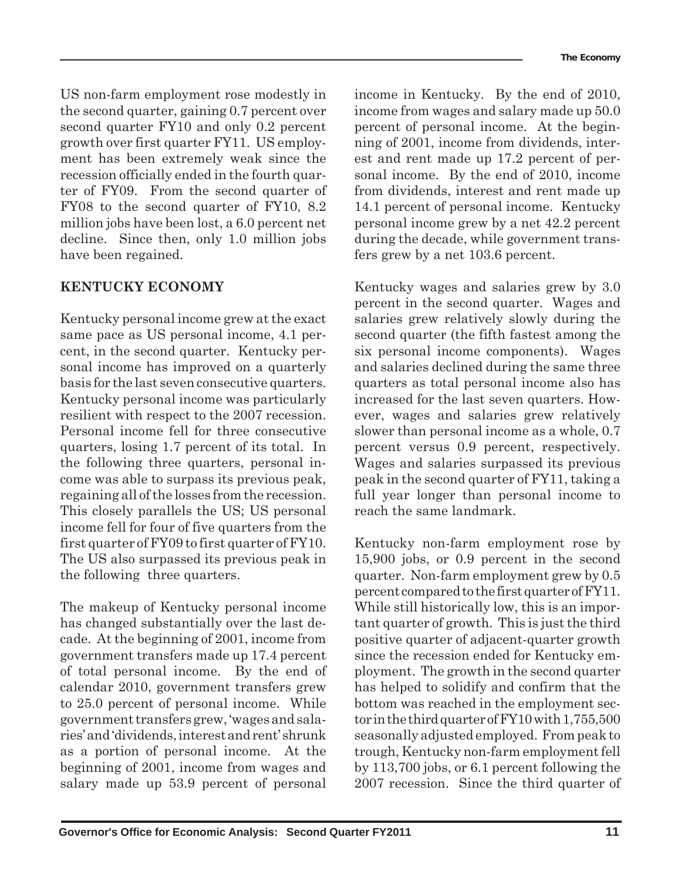US non-farm employment rose modestly in the second quarter, gaining 0.7 percent over second quarter FY10 and only 0.2 percent growth over first quarter FY11. US employment has been extremely weak since the recession officially ended in the fourth quarter of FY09. From the second quarter of FY08 to the second quarter of FY10, 8.2 million jobs have been lost, a 6.0 percent net decline. Since then, only 1.0 million jobs have been regained.

## KENTUCKY ECONOMY

Kentucky personal income grew at the exact same pace as US personal income, 4.1 percent, in the second quarter. Kentucky personal income has improved on a quarterly basis for the last seven consecutive quarters. Kentucky personal income was particularly resilient with respect to the 2007 recession. Personal income fell for three consecutive quarters, losing 1.7 percent of its total. In the following three quarters, personal income was able to surpass its previous peak, regaining all of the losses from the recession. This closely parallels the US; US personal income fell for four of five quarters from the first quarter of FY09 to first quarter of FY10. The US also surpassed its previous peak in the following three quarters.

The makeup of Kentucky personal income has changed substantially over the last decade. At the beginning of 2001, income from government transfers made up 17.4 percent of total personal income. By the end of calendar 2010, government transfers grew to 25.0 percent of personal income. While government transfers grew, 'wages and salaries' and 'dividends, interest and rent' shrunk as a portion of personal income. At the beginning of 2001, income from wages and salary made up 53.9 percent of personal income in Kentucky. By the end of 2010, income from wages and salary made up 50.0 percent of personal income. At the beginning of 2001, income from dividends, interest and rent made up 17.2 percent of personal income. By the end of 2010, income from dividends, interest and rent made up 14.1 percent of personal income. Kentucky personal income grew by a net 42.2 percent during the decade, while government transfers grew by a net 103.6 percent.

Kentucky wages and salaries grew by 3.0 percent in the second quarter. Wages and salaries grew relatively slowly during the second quarter (the fifth fastest among the six personal income components). Wages and salaries declined during the same three quarters as total personal income also has increased for the last seven quarters. However, wages and salaries grew relatively slower than personal income as a whole, 0.7 percent versus 0.9 percent, respectively. Wages and salaries surpassed its previous peak in the second quarter of FY11, taking a full year longer than personal income to reach the same landmark.

Kentucky non-farm employment rose by 15,900 jobs, or 0.9 percent in the second quarter. Non-farm employment grew by 0.5 percent compared to the first quarter of FY11. While still historically low, this is an important quarter of growth. This is just the third positive quarter of adjacent-quarter growth since the recession ended for Kentucky employment. The growth in the second quarter has helped to solidify and confirm that the bottom was reached in the employment sector in the third quarter of FY10 with 1,755,500 seasonally adjusted employed. From peak to trough, Kentucky non-farm employment fell by 113,700 jobs, or 6.1 percent following the 2007 recession. Since the third quarter of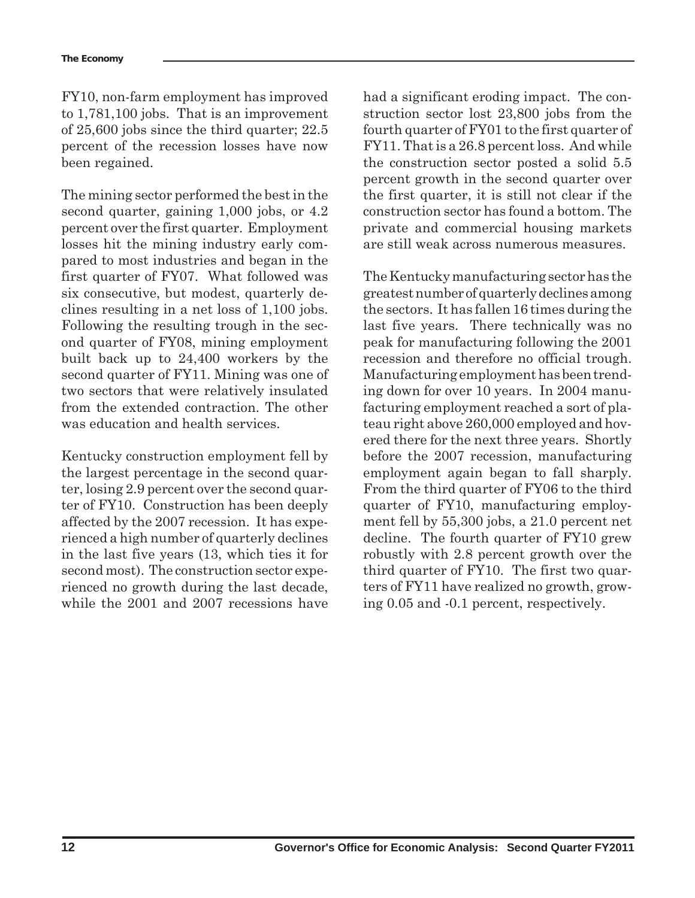FY10, non-farm employment has improved to 1,781,100 jobs. That is an improvement of 25,600 jobs since the third quarter; 22.5 percent of the recession losses have now been regained.

The mining sector performed the best in the second quarter, gaining 1,000 jobs, or 4.2 percent over the first quarter. Employment losses hit the mining industry early compared to most industries and began in the first quarter of FY07. What followed was six consecutive, but modest, quarterly declines resulting in a net loss of 1,100 jobs. Following the resulting trough in the second quarter of FY08, mining employment built back up to 24,400 workers by the second quarter of FY11. Mining was one of two sectors that were relatively insulated from the extended contraction. The other was education and health services.

Kentucky construction employment fell by the largest percentage in the second quarter, losing 2.9 percent over the second quarter of FY10. Construction has been deeply affected by the 2007 recession. It has experienced a high number of quarterly declines in the last five years (13, which ties it for second most). The construction sector experienced no growth during the last decade, while the 2001 and 2007 recessions have had a significant eroding impact. The construction sector lost 23,800 jobs from the fourth quarter of FY01 to the first quarter of FY11. That is a 26.8 percent loss. And while the construction sector posted a solid 5.5 percent growth in the second quarter over the first quarter, it is still not clear if the construction sector has found a bottom. The private and commercial housing markets are still weak across numerous measures.

The Kentucky manufacturing sector has the greatest number of quarterly declines among the sectors. It has fallen 16 times during the last five years. There technically was no peak for manufacturing following the 2001 recession and therefore no official trough. Manufacturing employment has been trending down for over 10 years. In 2004 manufacturing employment reached a sort of plateau right above 260,000 employed and hovered there for the next three years. Shortly before the 2007 recession, manufacturing employment again began to fall sharply. From the third quarter of FY06 to the third quarter of FY10, manufacturing employment fell by 55,300 jobs, a 21.0 percent net decline. The fourth quarter of FY10 grew robustly with 2.8 percent growth over the third quarter of FY10. The first two quarters of FY11 have realized no growth, growing 0.05 and -0.1 percent, respectively.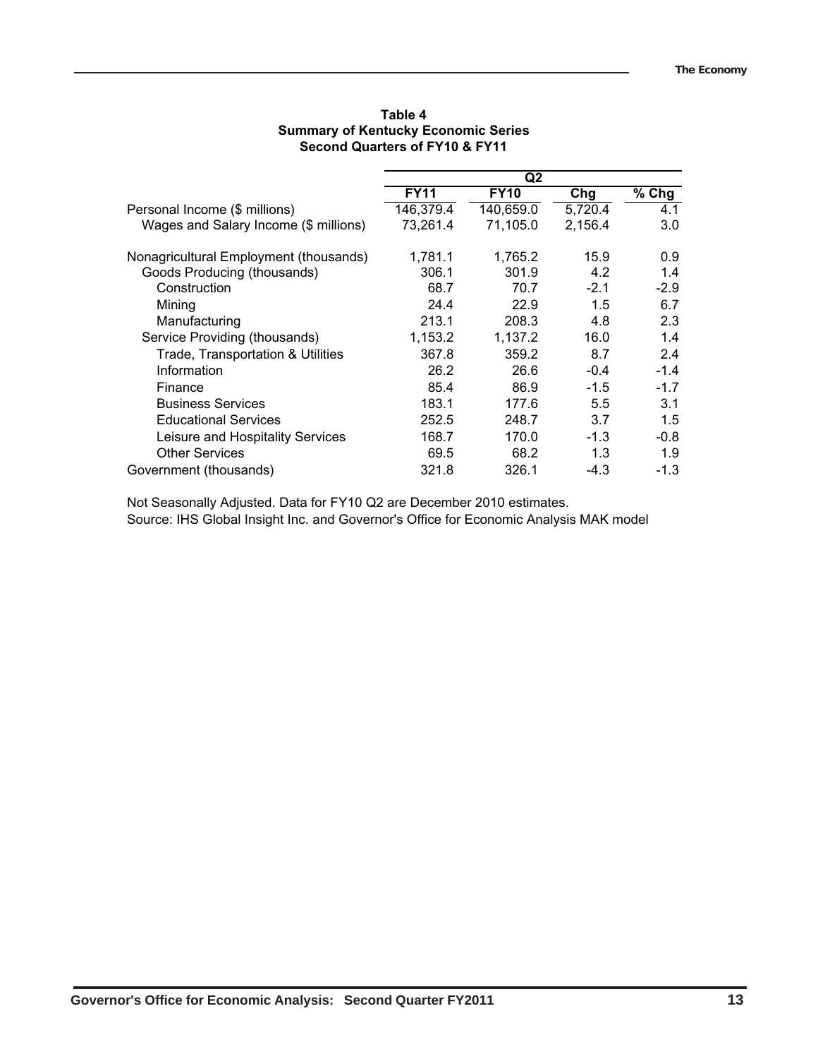**Table 4**
**Summary of Kentucky Economic Series**
**Second Quarters of FY10 & FY11**

| | Q2 | | | |
|---|---|---|---|---|
| | FY11 | FY10 | Chg | % Chg |
| Personal Income ($ millions) | 146,379.4 | 140,659.0 | 5,720.4 | 4.1 |
| Wages and Salary Income ($ millions) | 73,261.4 | 71,105.0 | 2,156.4 | 3.0 |
| | | | | |
| Nonagricultural Employment (thousands) | 1,781.1 | 1,765.2 | 15.9 | 0.9 |
| Goods Producing (thousands) | 306.1 | 301.9 | 4.2 | 1.4 |
| Construction | 68.7 | 70.7 | -2.1 | -2.9 |
| Mining | 24.4 | 22.9 | 1.5 | 6.7 |
| Manufacturing | 213.1 | 208.3 | 4.8 | 2.3 |
| Service Providing (thousands) | 1,153.2 | 1,137.2 | 16.0 | 1.4 |
| Trade, Transportation & Utilities | 367.8 | 359.2 | 8.7 | 2.4 |
| Information | 26.2 | 26.6 | -0.4 | -1.4 |
| Finance | 85.4 | 86.9 | -1.5 | -1.7 |
| Business Services | 183.1 | 177.6 | 5.5 | 3.1 |
| Educational Services | 252.5 | 248.7 | 3.7 | 1.5 |
| Leisure and Hospitality Services | 168.7 | 170.0 | -1.3 | -0.8 |
| Other Services | 69.5 | 68.2 | 1.3 | 1.9 |
| Government (thousands) | 321.8 | 326.1 | -4.3 | -1.3 |

Not Seasonally Adjusted. Data for FY10 Q2 are December 2010 estimates.
Source: IHS Global Insight Inc. and Governor's Office for Economic Analysis MAK model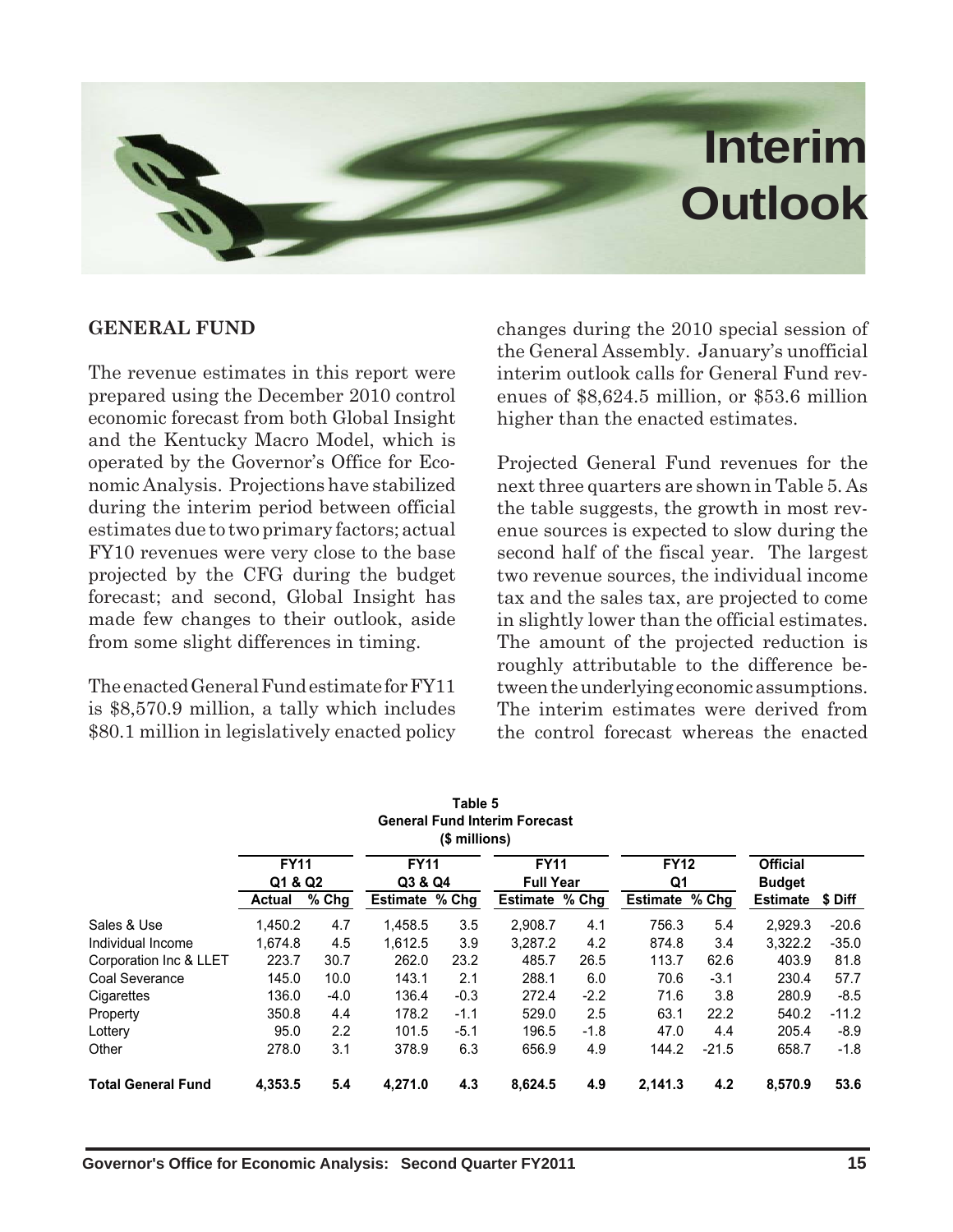# Interim Outlook

## GENERAL FUND

The revenue estimates in this report were prepared using the December 2010 control economic forecast from both Global Insight and the Kentucky Macro Model, which is operated by the Governor's Office for Economic Analysis. Projections have stabilized during the interim period between official estimates due to two primary factors; actual FY10 revenues were very close to the base projected by the CFG during the budget forecast; and second, Global Insight has made few changes to their outlook, aside from some slight differences in timing.

The enacted General Fund estimate for FY11 is $8,570.9 million, a tally which includes $80.1 million in legislatively enacted policy changes during the 2010 special session of the General Assembly. January's unofficial interim outlook calls for General Fund revenues of $8,624.5 million, or $53.6 million higher than the enacted estimates.

Projected General Fund revenues for the next three quarters are shown in Table 5. As the table suggests, the growth in most revenue sources is expected to slow during the second half of the fiscal year. The largest two revenue sources, the individual income tax and the sales tax, are projected to come in slightly lower than the official estimates. The amount of the projected reduction is roughly attributable to the difference between the underlying economic assumptions. The interim estimates were derived from the control forecast whereas the enacted

**Table 5**
**General Fund Interim Forecast**
**($ millions)**

| | FY11 Q1 & Q2 | | FY11 Q3 & Q4 | | FY11 Full Year | | FY12 Q1 | | Official Budget | |
|---|---|---|---|---|---|---|---|---|---|---|
| | **Actual** | **% Chg** | **Estimate** | **% Chg** | **Estimate** | **% Chg** | **Estimate** | **% Chg** | **Estimate** | **$ Diff** |
| Sales & Use | 1,450.2 | 4.7 | 1,458.5 | 3.5 | 2,908.7 | 4.1 | 756.3 | 5.4 | 2,929.3 | -20.6 |
| Individual Income | 1,674.8 | 4.5 | 1,612.5 | 3.9 | 3,287.2 | 4.2 | 874.8 | 3.4 | 3,322.2 | -35.0 |
| Corporation Inc & LLET | 223.7 | 30.7 | 262.0 | 23.2 | 485.7 | 26.5 | 113.7 | 62.6 | 403.9 | 81.8 |
| Coal Severance | 145.0 | 10.0 | 143.1 | 2.1 | 288.1 | 6.0 | 70.6 | -3.1 | 230.4 | 57.7 |
| Cigarettes | 136.0 | -4.0 | 136.4 | -0.3 | 272.4 | -2.2 | 71.6 | 3.8 | 280.9 | -8.5 |
| Property | 350.8 | 4.4 | 178.2 | -1.1 | 529.0 | 2.5 | 63.1 | 22.2 | 540.2 | -11.2 |
| Lottery | 95.0 | 2.2 | 101.5 | -5.1 | 196.5 | -1.8 | 47.0 | 4.4 | 205.4 | -8.9 |
| Other | 278.0 | 3.1 | 378.9 | 6.3 | 656.9 | 4.9 | 144.2 | -21.5 | 658.7 | -1.8 |
| **Total General Fund** | **4,353.5** | **5.4** | **4,271.0** | **4.3** | **8,624.5** | **4.9** | **2,141.3** | **4.2** | **8,570.9** | **53.6** |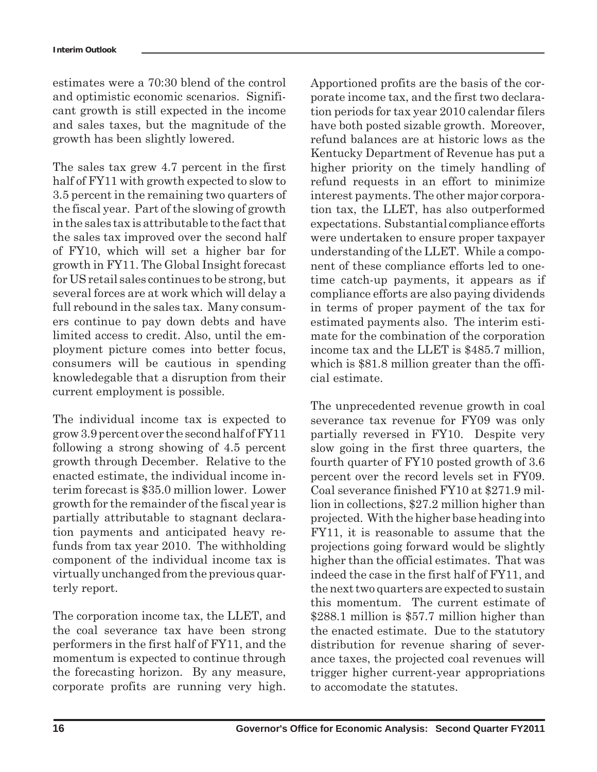estimates were a 70:30 blend of the control and optimistic economic scenarios. Significant growth is still expected in the income and sales taxes, but the magnitude of the growth has been slightly lowered.

The sales tax grew 4.7 percent in the first half of FY11 with growth expected to slow to 3.5 percent in the remaining two quarters of the fiscal year. Part of the slowing of growth in the sales tax is attributable to the fact that the sales tax improved over the second half of FY10, which will set a higher bar for growth in FY11. The Global Insight forecast for US retail sales continues to be strong, but several forces are at work which will delay a full rebound in the sales tax. Many consumers continue to pay down debts and have limited access to credit. Also, until the employment picture comes into better focus, consumers will be cautious in spending knowledegable that a disruption from their current employment is possible.

The individual income tax is expected to grow 3.9 percent over the second half of FY11 following a strong showing of 4.5 percent growth through December. Relative to the enacted estimate, the individual income interim forecast is $35.0 million lower. Lower growth for the remainder of the fiscal year is partially attributable to stagnant declaration payments and anticipated heavy refunds from tax year 2010. The withholding component of the individual income tax is virtually unchanged from the previous quarterly report.

The corporation income tax, the LLET, and the coal severance tax have been strong performers in the first half of FY11, and the momentum is expected to continue through the forecasting horizon. By any measure, corporate profits are running very high. Apportioned profits are the basis of the corporate income tax, and the first two declaration periods for tax year 2010 calendar filers have both posted sizable growth. Moreover, refund balances are at historic lows as the Kentucky Department of Revenue has put a higher priority on the timely handling of refund requests in an effort to minimize interest payments. The other major corporation tax, the LLET, has also outperformed expectations. Substantial compliance efforts were undertaken to ensure proper taxpayer understanding of the LLET. While a component of these compliance efforts led to one-time catch-up payments, it appears as if compliance efforts are also paying dividends in terms of proper payment of the tax for estimated payments also. The interim estimate for the combination of the corporation income tax and the LLET is $485.7 million, which is $81.8 million greater than the official estimate.

The unprecedented revenue growth in coal severance tax revenue for FY09 was only partially reversed in FY10. Despite very slow going in the first three quarters, the fourth quarter of FY10 posted growth of 3.6 percent over the record levels set in FY09. Coal severance finished FY10 at $271.9 million in collections, $27.2 million higher than projected. With the higher base heading into FY11, it is reasonable to assume that the projections going forward would be slightly higher than the official estimates. That was indeed the case in the first half of FY11, and the next two quarters are expected to sustain this momentum. The current estimate of $288.1 million is $57.7 million higher than the enacted estimate. Due to the statutory distribution for revenue sharing of severance taxes, the projected coal revenues will trigger higher current-year appropriations to accomodate the statutes.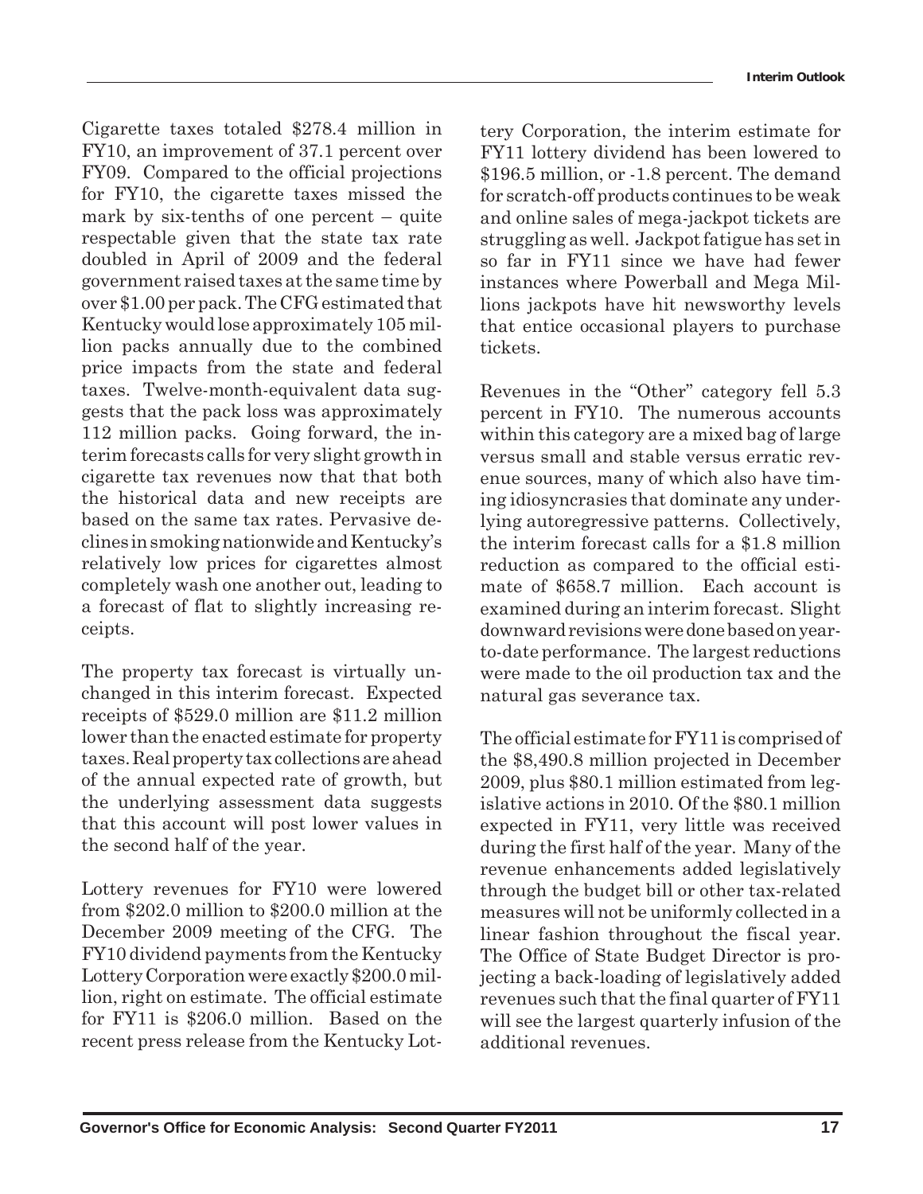Cigarette taxes totaled \$278.4 million in FY10, an improvement of 37.1 percent over FY09. Compared to the official projections for FY10, the cigarette taxes missed the mark by six-tenths of one percent – quite respectable given that the state tax rate doubled in April of 2009 and the federal government raised taxes at the same time by over \$1.00 per pack. The CFG estimated that Kentucky would lose approximately 105 million packs annually due to the combined price impacts from the state and federal taxes. Twelve-month-equivalent data suggests that the pack loss was approximately 112 million packs. Going forward, the interim forecasts calls for very slight growth in cigarette tax revenues now that that both the historical data and new receipts are based on the same tax rates. Pervasive declines in smoking nationwide and Kentucky's relatively low prices for cigarettes almost completely wash one another out, leading to a forecast of flat to slightly increasing receipts.

The property tax forecast is virtually unchanged in this interim forecast. Expected receipts of \$529.0 million are \$11.2 million lower than the enacted estimate for property taxes. Real property tax collections are ahead of the annual expected rate of growth, but the underlying assessment data suggests that this account will post lower values in the second half of the year.

Lottery revenues for FY10 were lowered from \$202.0 million to \$200.0 million at the December 2009 meeting of the CFG. The FY10 dividend payments from the Kentucky Lottery Corporation were exactly \$200.0 million, right on estimate. The official estimate for FY11 is \$206.0 million. Based on the recent press release from the Kentucky Lottery Corporation, the interim estimate for FY11 lottery dividend has been lowered to \$196.5 million, or -1.8 percent. The demand for scratch-off products continues to be weak and online sales of mega-jackpot tickets are struggling as well. Jackpot fatigue has set in so far in FY11 since we have had fewer instances where Powerball and Mega Millions jackpots have hit newsworthy levels that entice occasional players to purchase tickets.

Revenues in the "Other" category fell 5.3 percent in FY10. The numerous accounts within this category are a mixed bag of large versus small and stable versus erratic revenue sources, many of which also have timing idiosyncrasies that dominate any underlying autoregressive patterns. Collectively, the interim forecast calls for a \$1.8 million reduction as compared to the official estimate of \$658.7 million. Each account is examined during an interim forecast. Slight downward revisions were done based on year-to-date performance. The largest reductions were made to the oil production tax and the natural gas severance tax.

The official estimate for FY11 is comprised of the \$8,490.8 million projected in December 2009, plus \$80.1 million estimated from legislative actions in 2010. Of the \$80.1 million expected in FY11, very little was received during the first half of the year. Many of the revenue enhancements added legislatively through the budget bill or other tax-related measures will not be uniformly collected in a linear fashion throughout the fiscal year. The Office of State Budget Director is projecting a back-loading of legislatively added revenues such that the final quarter of FY11 will see the largest quarterly infusion of the additional revenues.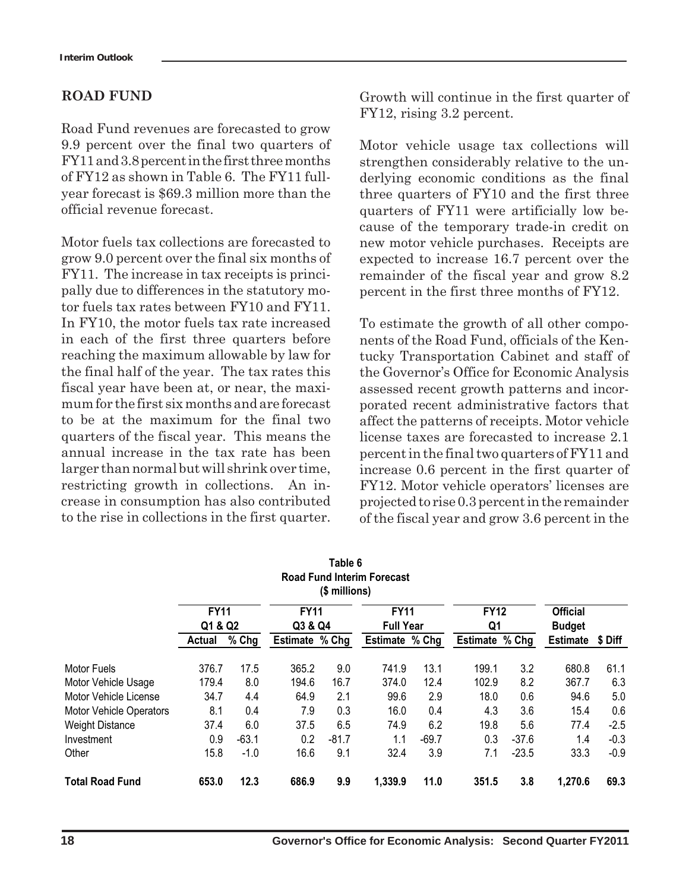## ROAD FUND

Road Fund revenues are forecasted to grow 9.9 percent over the final two quarters of FY11 and 3.8 percent in the first three months of FY12 as shown in Table 6. The FY11 full-year forecast is $69.3 million more than the official revenue forecast.

Motor fuels tax collections are forecasted to grow 9.0 percent over the final six months of FY11. The increase in tax receipts is principally due to differences in the statutory motor fuels tax rates between FY10 and FY11. In FY10, the motor fuels tax rate increased in each of the first three quarters before reaching the maximum allowable by law for the final half of the year. The tax rates this fiscal year have been at, or near, the maximum for the first six months and are forecast to be at the maximum for the final two quarters of the fiscal year. This means the annual increase in the tax rate has been larger than normal but will shrink over time, restricting growth in collections. An increase in consumption has also contributed to the rise in collections in the first quarter. Growth will continue in the first quarter of FY12, rising 3.2 percent.

Motor vehicle usage tax collections will strengthen considerably relative to the underlying economic conditions as the final three quarters of FY10 and the first three quarters of FY11 were artificially low because of the temporary trade-in credit on new motor vehicle purchases. Receipts are expected to increase 16.7 percent over the remainder of the fiscal year and grow 8.2 percent in the first three months of FY12.

To estimate the growth of all other components of the Road Fund, officials of the Kentucky Transportation Cabinet and staff of the Governor's Office for Economic Analysis assessed recent growth patterns and incorporated recent administrative factors that affect the patterns of receipts. Motor vehicle license taxes are forecasted to increase 2.1 percent in the final two quarters of FY11 and increase 0.6 percent in the first quarter of FY12. Motor vehicle operators' licenses are projected to rise 0.3 percent in the remainder of the fiscal year and grow 3.6 percent in the

**Table 6**
**Road Fund Interim Forecast**
**($ millions)**

| | FY11 Q1 & Q2 | | FY11 Q3 & Q4 | | FY11 Full Year | | FY12 Q1 | | Official Budget | |
|---|---|---|---|---|---|---|---|---|---|---|
| | Actual | % Chg | Estimate | % Chg | Estimate | % Chg | Estimate | % Chg | Estimate | $ Diff |
| Motor Fuels | 376.7 | 17.5 | 365.2 | 9.0 | 741.9 | 13.1 | 199.1 | 3.2 | 680.8 | 61.1 |
| Motor Vehicle Usage | 179.4 | 8.0 | 194.6 | 16.7 | 374.0 | 12.4 | 102.9 | 8.2 | 367.7 | 6.3 |
| Motor Vehicle License | 34.7 | 4.4 | 64.9 | 2.1 | 99.6 | 2.9 | 18.0 | 0.6 | 94.6 | 5.0 |
| Motor Vehicle Operators | 8.1 | 0.4 | 7.9 | 0.3 | 16.0 | 0.4 | 4.3 | 3.6 | 15.4 | 0.6 |
| Weight Distance | 37.4 | 6.0 | 37.5 | 6.5 | 74.9 | 6.2 | 19.8 | 5.6 | 77.4 | -2.5 |
| Investment | 0.9 | -63.1 | 0.2 | -81.7 | 1.1 | -69.7 | 0.3 | -37.6 | 1.4 | -0.3 |
| Other | 15.8 | -1.0 | 16.6 | 9.1 | 32.4 | 3.9 | 7.1 | -23.5 | 33.3 | -0.9 |
| **Total Road Fund** | **653.0** | **12.3** | **686.9** | **9.9** | **1,339.9** | **11.0** | **351.5** | **3.8** | **1,270.6** | **69.3** |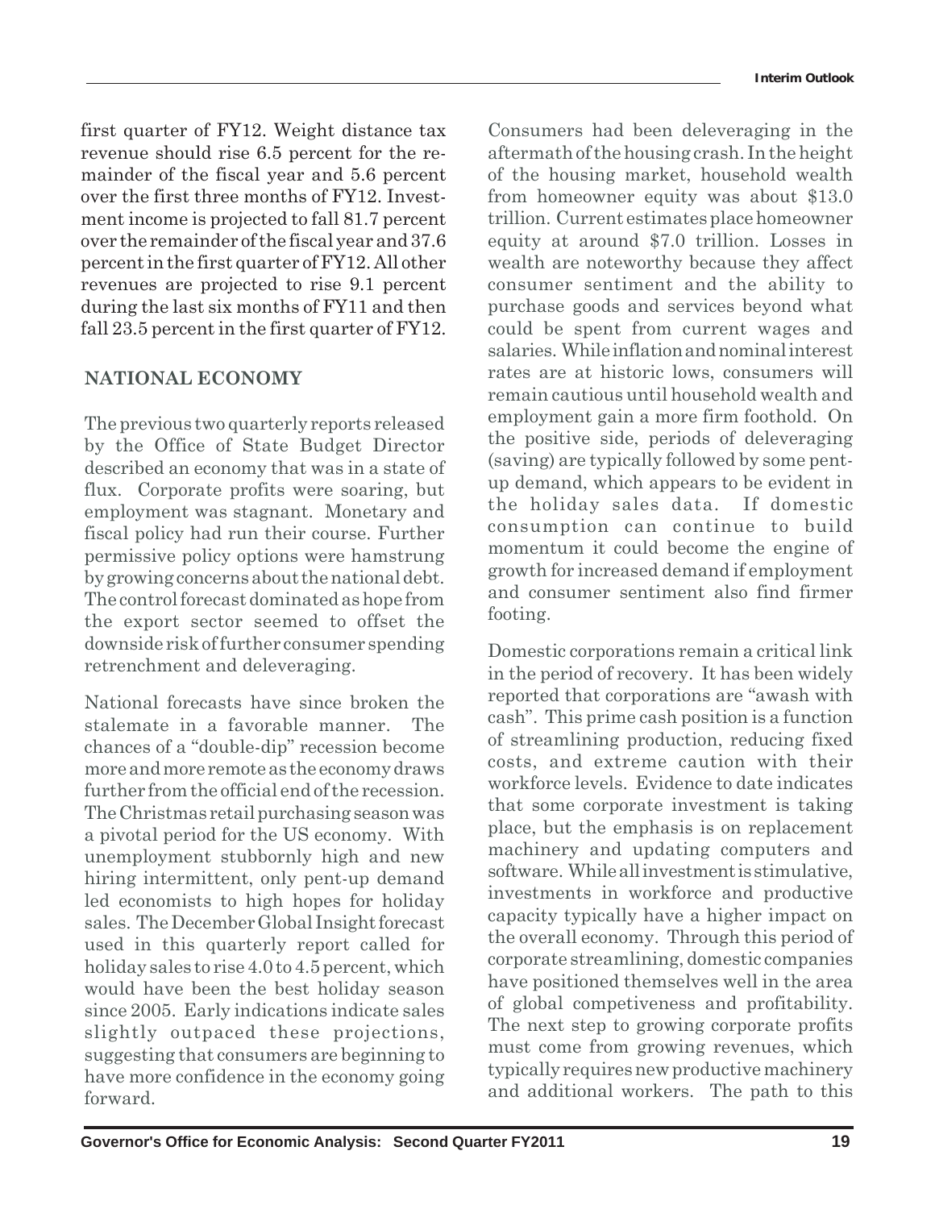first quarter of FY12. Weight distance tax revenue should rise 6.5 percent for the remainder of the fiscal year and 5.6 percent over the first three months of FY12. Investment income is projected to fall 81.7 percent over the remainder of the fiscal year and 37.6 percent in the first quarter of FY12. All other revenues are projected to rise 9.1 percent during the last six months of FY11 and then fall 23.5 percent in the first quarter of FY12.

## NATIONAL ECONOMY

The previous two quarterly reports released by the Office of State Budget Director described an economy that was in a state of flux. Corporate profits were soaring, but employment was stagnant. Monetary and fiscal policy had run their course. Further permissive policy options were hamstrung by growing concerns about the national debt. The control forecast dominated as hope from the export sector seemed to offset the downside risk of further consumer spending retrenchment and deleveraging.

National forecasts have since broken the stalemate in a favorable manner. The chances of a "double-dip" recession become more and more remote as the economy draws further from the official end of the recession. The Christmas retail purchasing season was a pivotal period for the US economy. With unemployment stubbornly high and new hiring intermittent, only pent-up demand led economists to high hopes for holiday sales. The December Global Insight forecast used in this quarterly report called for holiday sales to rise 4.0 to 4.5 percent, which would have been the best holiday season since 2005. Early indications indicate sales slightly outpaced these projections, suggesting that consumers are beginning to have more confidence in the economy going forward.

Consumers had been deleveraging in the aftermath of the housing crash. In the height of the housing market, household wealth from homeowner equity was about \$13.0 trillion. Current estimates place homeowner equity at around \$7.0 trillion. Losses in wealth are noteworthy because they affect consumer sentiment and the ability to purchase goods and services beyond what could be spent from current wages and salaries. While inflation and nominal interest rates are at historic lows, consumers will remain cautious until household wealth and employment gain a more firm foothold. On the positive side, periods of deleveraging (saving) are typically followed by some pent-up demand, which appears to be evident in the holiday sales data. If domestic consumption can continue to build momentum it could become the engine of growth for increased demand if employment and consumer sentiment also find firmer footing.

Domestic corporations remain a critical link in the period of recovery. It has been widely reported that corporations are "awash with cash". This prime cash position is a function of streamlining production, reducing fixed costs, and extreme caution with their workforce levels. Evidence to date indicates that some corporate investment is taking place, but the emphasis is on replacement machinery and updating computers and software. While all investment is stimulative, investments in workforce and productive capacity typically have a higher impact on the overall economy. Through this period of corporate streamlining, domestic companies have positioned themselves well in the area of global competiveness and profitability. The next step to growing corporate profits must come from growing revenues, which typically requires new productive machinery and additional workers. The path to this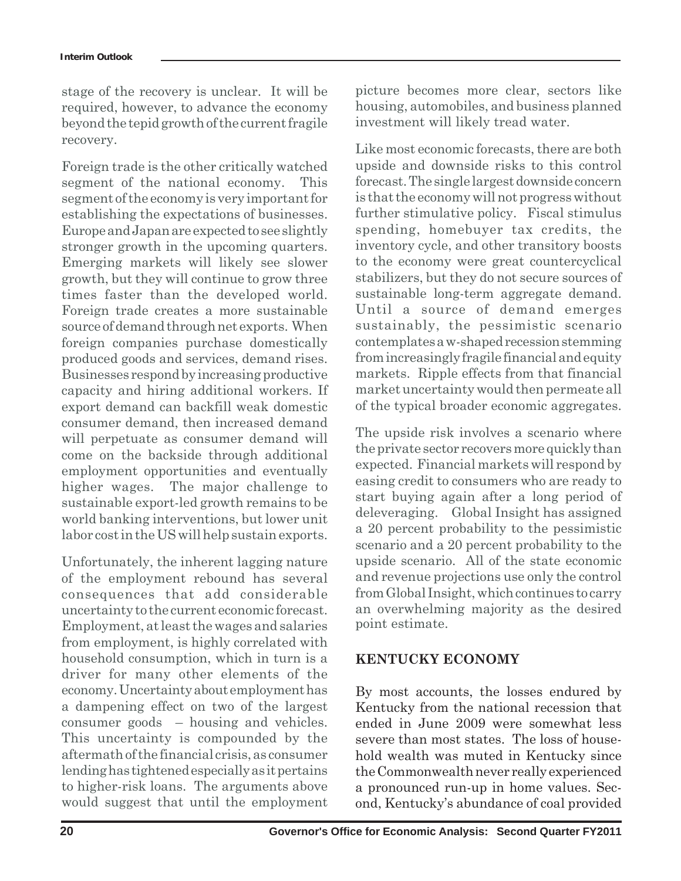stage of the recovery is unclear. It will be required, however, to advance the economy beyond the tepid growth of the current fragile recovery.

Foreign trade is the other critically watched segment of the national economy. This segment of the economy is very important for establishing the expectations of businesses. Europe and Japan are expected to see slightly stronger growth in the upcoming quarters. Emerging markets will likely see slower growth, but they will continue to grow three times faster than the developed world. Foreign trade creates a more sustainable source of demand through net exports. When foreign companies purchase domestically produced goods and services, demand rises. Businesses respond by increasing productive capacity and hiring additional workers. If export demand can backfill weak domestic consumer demand, then increased demand will perpetuate as consumer demand will come on the backside through additional employment opportunities and eventually higher wages. The major challenge to sustainable export-led growth remains to be world banking interventions, but lower unit labor cost in the US will help sustain exports.

Unfortunately, the inherent lagging nature of the employment rebound has several consequences that add considerable uncertainty to the current economic forecast. Employment, at least the wages and salaries from employment, is highly correlated with household consumption, which in turn is a driver for many other elements of the economy. Uncertainty about employment has a dampening effect on two of the largest consumer goods – housing and vehicles. This uncertainty is compounded by the aftermath of the financial crisis, as consumer lending has tightened especially as it pertains to higher-risk loans. The arguments above would suggest that until the employment picture becomes more clear, sectors like housing, automobiles, and business planned investment will likely tread water.

Like most economic forecasts, there are both upside and downside risks to this control forecast. The single largest downside concern is that the economy will not progress without further stimulative policy. Fiscal stimulus spending, homebuyer tax credits, the inventory cycle, and other transitory boosts to the economy were great countercyclical stabilizers, but they do not secure sources of sustainable long-term aggregate demand. Until a source of demand emerges sustainably, the pessimistic scenario contemplates a w-shaped recession stemming from increasingly fragile financial and equity markets. Ripple effects from that financial market uncertainty would then permeate all of the typical broader economic aggregates.

The upside risk involves a scenario where the private sector recovers more quickly than expected. Financial markets will respond by easing credit to consumers who are ready to start buying again after a long period of deleveraging. Global Insight has assigned a 20 percent probability to the pessimistic scenario and a 20 percent probability to the upside scenario. All of the state economic and revenue projections use only the control from Global Insight, which continues to carry an overwhelming majority as the desired point estimate.

## KENTUCKY ECONOMY

By most accounts, the losses endured by Kentucky from the national recession that ended in June 2009 were somewhat less severe than most states. The loss of household wealth was muted in Kentucky since the Commonwealth never really experienced a pronounced run-up in home values. Second, Kentucky's abundance of coal provided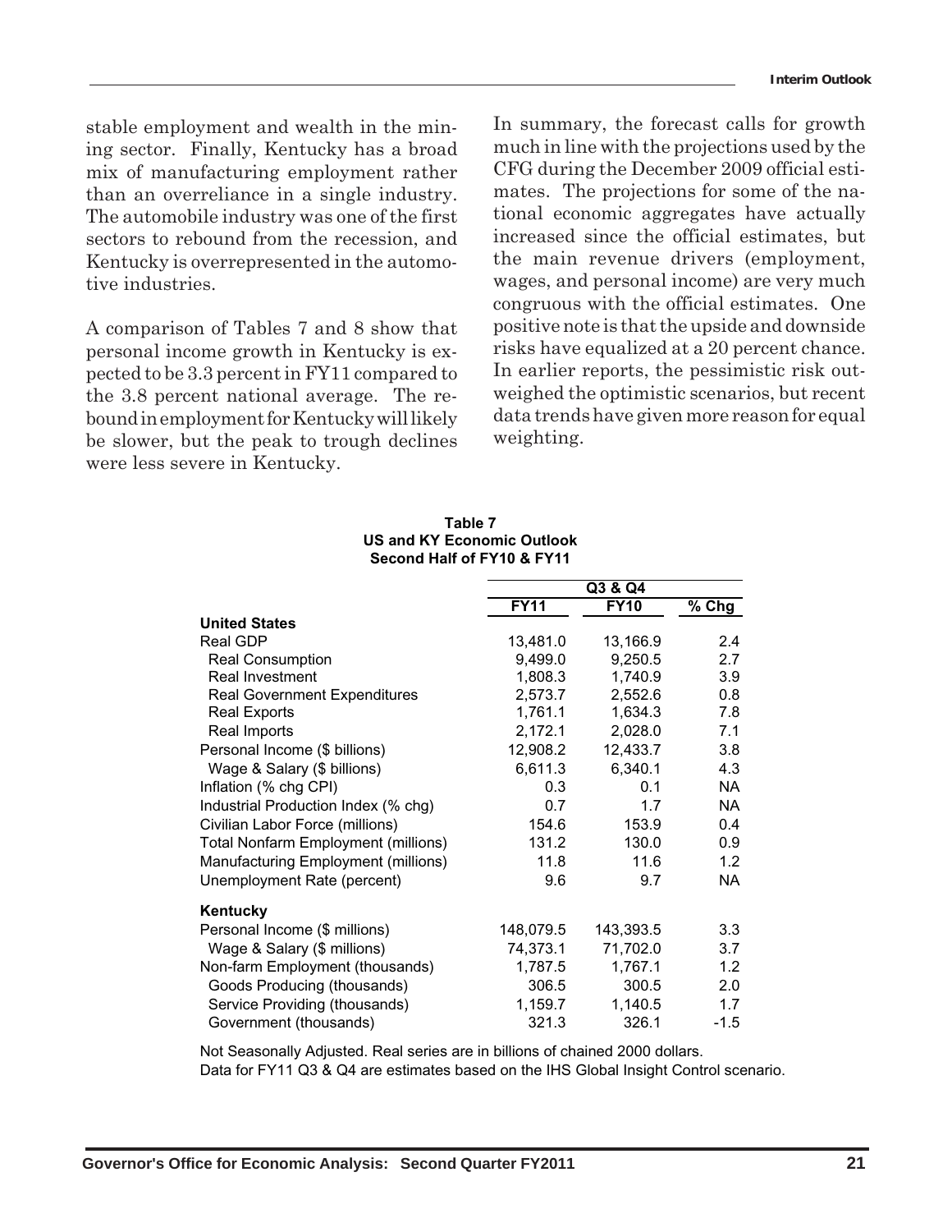stable employment and wealth in the mining sector. Finally, Kentucky has a broad mix of manufacturing employment rather than an overreliance in a single industry. The automobile industry was one of the first sectors to rebound from the recession, and Kentucky is overrepresented in the automotive industries.

A comparison of Tables 7 and 8 show that personal income growth in Kentucky is expected to be 3.3 percent in FY11 compared to the 3.8 percent national average. The rebound in employment for Kentucky will likely be slower, but the peak to trough declines were less severe in Kentucky.

In summary, the forecast calls for growth much in line with the projections used by the CFG during the December 2009 official estimates. The projections for some of the national economic aggregates have actually increased since the official estimates, but the main revenue drivers (employment, wages, and personal income) are very much congruous with the official estimates. One positive note is that the upside and downside risks have equalized at a 20 percent chance. In earlier reports, the pessimistic risk outweighed the optimistic scenarios, but recent data trends have given more reason for equal weighting.

**Table 7**
**US and KY Economic Outlook**
**Second Half of FY10 & FY11**

| | Q3 & Q4 | | |
|---|---|---|---|
| | **FY11** | **FY10** | **% Chg** |
| **United States** | | | |
| Real GDP | 13,481.0 | 13,166.9 | 2.4 |
| Real Consumption | 9,499.0 | 9,250.5 | 2.7 |
| Real Investment | 1,808.3 | 1,740.9 | 3.9 |
| Real Government Expenditures | 2,573.7 | 2,552.6 | 0.8 |
| Real Exports | 1,761.1 | 1,634.3 | 7.8 |
| Real Imports | 2,172.1 | 2,028.0 | 7.1 |
| Personal Income ($ billions) | 12,908.2 | 12,433.7 | 3.8 |
| Wage & Salary ($ billions) | 6,611.3 | 6,340.1 | 4.3 |
| Inflation (% chg CPI) | 0.3 | 0.1 | NA |
| Industrial Production Index (% chg) | 0.7 | 1.7 | NA |
| Civilian Labor Force (millions) | 154.6 | 153.9 | 0.4 |
| Total Nonfarm Employment (millions) | 131.2 | 130.0 | 0.9 |
| Manufacturing Employment (millions) | 11.8 | 11.6 | 1.2 |
| Unemployment Rate (percent) | 9.6 | 9.7 | NA |
| **Kentucky** | | | |
| Personal Income ($ millions) | 148,079.5 | 143,393.5 | 3.3 |
| Wage & Salary ($ millions) | 74,373.1 | 71,702.0 | 3.7 |
| Non-farm Employment (thousands) | 1,787.5 | 1,767.1 | 1.2 |
| Goods Producing (thousands) | 306.5 | 300.5 | 2.0 |
| Service Providing (thousands) | 1,159.7 | 1,140.5 | 1.7 |
| Government (thousands) | 321.3 | 326.1 | -1.5 |

Not Seasonally Adjusted. Real series are in billions of chained 2000 dollars.
Data for FY11 Q3 & Q4 are estimates based on the IHS Global Insight Control scenario.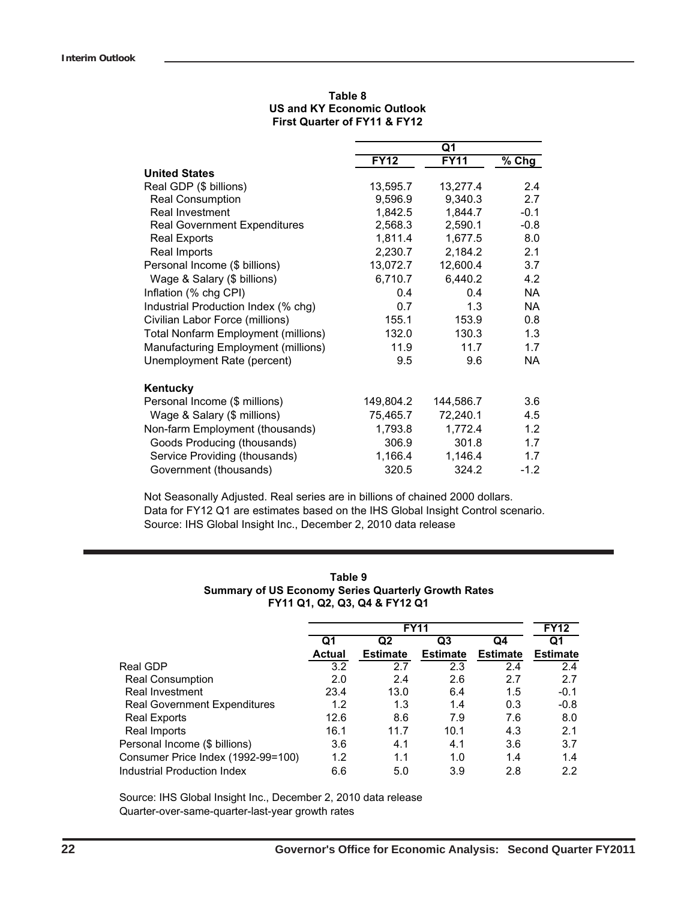**Table 8**
**US and KY Economic Outlook**
**First Quarter of FY11 & FY12**

| | Q1 | | |
|---|---|---|---|
| | FY12 | FY11 | % Chg |
| **United States** | | | |
| Real GDP ($ billions) | 13,595.7 | 13,277.4 | 2.4 |
| Real Consumption | 9,596.9 | 9,340.3 | 2.7 |
| Real Investment | 1,842.5 | 1,844.7 | -0.1 |
| Real Government Expenditures | 2,568.3 | 2,590.1 | -0.8 |
| Real Exports | 1,811.4 | 1,677.5 | 8.0 |
| Real Imports | 2,230.7 | 2,184.2 | 2.1 |
| Personal Income ($ billions) | 13,072.7 | 12,600.4 | 3.7 |
| Wage & Salary ($ billions) | 6,710.7 | 6,440.2 | 4.2 |
| Inflation (% chg CPI) | 0.4 | 0.4 | NA |
| Industrial Production Index (% chg) | 0.7 | 1.3 | NA |
| Civilian Labor Force (millions) | 155.1 | 153.9 | 0.8 |
| Total Nonfarm Employment (millions) | 132.0 | 130.3 | 1.3 |
| Manufacturing Employment (millions) | 11.9 | 11.7 | 1.7 |
| Unemployment Rate (percent) | 9.5 | 9.6 | NA |
| **Kentucky** | | | |
| Personal Income ($ millions) | 149,804.2 | 144,586.7 | 3.6 |
| Wage & Salary ($ millions) | 75,465.7 | 72,240.1 | 4.5 |
| Non-farm Employment (thousands) | 1,793.8 | 1,772.4 | 1.2 |
| Goods Producing (thousands) | 306.9 | 301.8 | 1.7 |
| Service Providing (thousands) | 1,166.4 | 1,146.4 | 1.7 |
| Government (thousands) | 320.5 | 324.2 | -1.2 |

Not Seasonally Adjusted. Real series are in billions of chained 2000 dollars.
Data for FY12 Q1 are estimates based on the IHS Global Insight Control scenario.
Source: IHS Global Insight Inc., December 2, 2010 data release

**Table 9**
**Summary of US Economy Series Quarterly Growth Rates**
**FY11 Q1, Q2, Q3, Q4 & FY12 Q1**

| | FY11 | | | | FY12 |
|---|---|---|---|---|---|
| | Q1 Actual | Q2 Estimate | Q3 Estimate | Q4 Estimate | Q1 Estimate |
| Real GDP | 3.2 | 2.7 | 2.3 | 2.4 | 2.4 |
| Real Consumption | 2.0 | 2.4 | 2.6 | 2.7 | 2.7 |
| Real Investment | 23.4 | 13.0 | 6.4 | 1.5 | -0.1 |
| Real Government Expenditures | 1.2 | 1.3 | 1.4 | 0.3 | -0.8 |
| Real Exports | 12.6 | 8.6 | 7.9 | 7.6 | 8.0 |
| Real Imports | 16.1 | 11.7 | 10.1 | 4.3 | 2.1 |
| Personal Income ($ billions) | 3.6 | 4.1 | 4.1 | 3.6 | 3.7 |
| Consumer Price Index (1992-99=100) | 1.2 | 1.1 | 1.0 | 1.4 | 1.4 |
| Industrial Production Index | 6.6 | 5.0 | 3.9 | 2.8 | 2.2 |

Source: IHS Global Insight Inc., December 2, 2010 data release
Quarter-over-same-quarter-last-year growth rates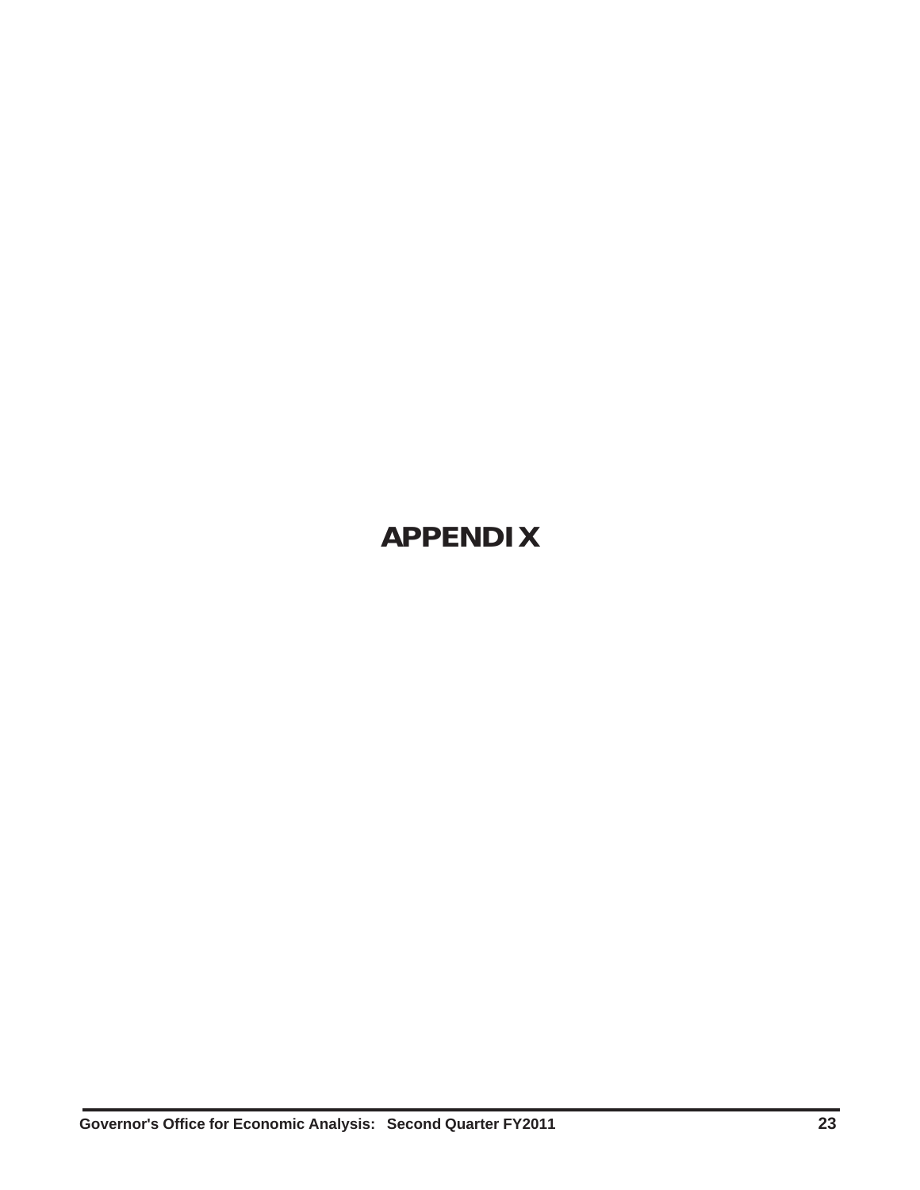# APPENDIX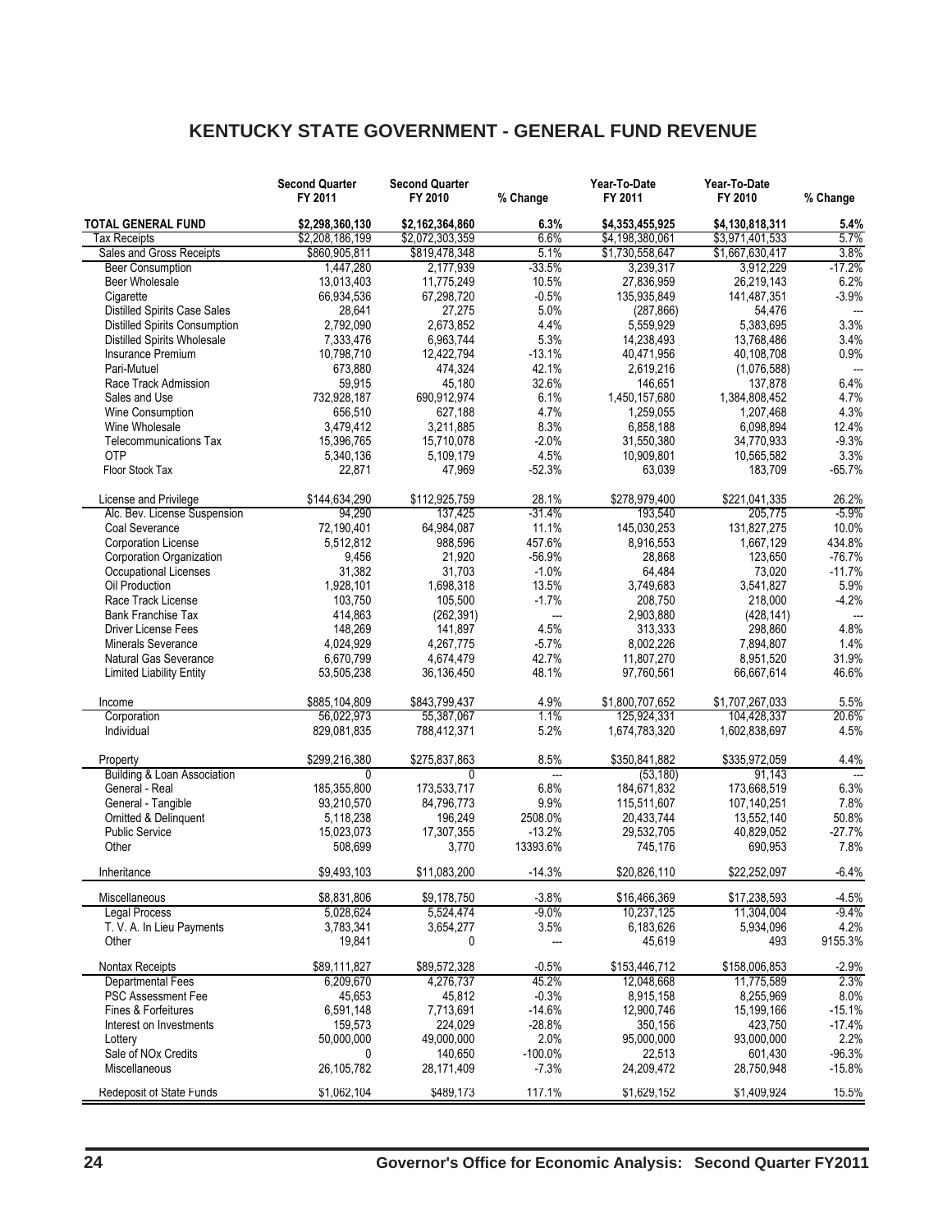# KENTUCKY STATE GOVERNMENT - GENERAL FUND REVENUE

| | Second Quarter FY 2011 | Second Quarter FY 2010 | % Change | Year-To-Date FY 2011 | Year-To-Date FY 2010 | % Change |
|---|---|---|---|---|---|---|
| **TOTAL GENERAL FUND** | **$2,298,360,130** | **$2,162,364,860** | **6.3%** | **$4,353,455,925** | **$4,130,818,311** | **5.4%** |
| Tax Receipts | $2,208,186,199 | $2,072,303,359 | 6.6% | $4,198,380,061 | $3,971,401,533 | 5.7% |
| Sales and Gross Receipts | $860,905,811 | $819,478,348 | 5.1% | $1,730,558,647 | $1,667,630,417 | 3.8% |
| Beer Consumption | 1,447,280 | 2,177,939 | -33.5% | 3,239,317 | 3,912,229 | -17.2% |
| Beer Wholesale | 13,013,403 | 11,775,249 | 10.5% | 27,836,959 | 26,219,143 | 6.2% |
| Cigarette | 66,934,536 | 67,298,720 | -0.5% | 135,935,849 | 141,487,351 | -3.9% |
| Distilled Spirits Case Sales | 28,641 | 27,275 | 5.0% | (287,866) | 54,476 | --- |
| Distilled Spirits Consumption | 2,792,090 | 2,673,852 | 4.4% | 5,559,929 | 5,383,695 | 3.3% |
| Distilled Spirits Wholesale | 7,333,476 | 6,963,744 | 5.3% | 14,238,493 | 13,768,486 | 3.4% |
| Insurance Premium | 10,798,710 | 12,422,794 | -13.1% | 40,471,956 | 40,108,708 | 0.9% |
| Pari-Mutuel | 673,880 | 474,324 | 42.1% | 2,619,216 | (1,076,588) | --- |
| Race Track Admission | 59,915 | 45,180 | 32.6% | 146,651 | 137,878 | 6.4% |
| Sales and Use | 732,928,187 | 690,912,974 | 6.1% | 1,450,157,680 | 1,384,808,452 | 4.7% |
| Wine Consumption | 656,510 | 627,188 | 4.7% | 1,259,055 | 1,207,468 | 4.3% |
| Wine Wholesale | 3,479,412 | 3,211,885 | 8.3% | 6,858,188 | 6,098,894 | 12.4% |
| Telecommunications Tax | 15,396,765 | 15,710,078 | -2.0% | 31,550,380 | 34,770,933 | -9.3% |
| OTP | 5,340,136 | 5,109,179 | 4.5% | 10,909,801 | 10,565,582 | 3.3% |
| Floor Stock Tax | 22,871 | 47,969 | -52.3% | 63,039 | 183,709 | -65.7% |
| License and Privilege | $144,634,290 | $112,925,759 | 28.1% | $278,979,400 | $221,041,335 | 26.2% |
| Alc. Bev. License Suspension | 94,290 | 137,425 | -31.4% | 193,540 | 205,775 | -5.9% |
| Coal Severance | 72,190,401 | 64,984,087 | 11.1% | 145,030,253 | 131,827,275 | 10.0% |
| Corporation License | 5,512,812 | 988,596 | 457.6% | 8,916,553 | 1,667,129 | 434.8% |
| Corporation Organization | 9,456 | 21,920 | -56.9% | 28,868 | 123,650 | -76.7% |
| Occupational Licenses | 31,382 | 31,703 | -1.0% | 64,484 | 73,020 | -11.7% |
| Oil Production | 1,928,101 | 1,698,318 | 13.5% | 3,749,683 | 3,541,827 | 5.9% |
| Race Track License | 103,750 | 105,500 | -1.7% | 208,750 | 218,000 | -4.2% |
| Bank Franchise Tax | 414,863 | (262,391) | --- | 2,903,880 | (428,141) | --- |
| Driver License Fees | 148,269 | 141,897 | 4.5% | 313,333 | 298,860 | 4.8% |
| Minerals Severance | 4,024,929 | 4,267,775 | -5.7% | 8,002,226 | 7,894,807 | 1.4% |
| Natural Gas Severance | 6,670,799 | 4,674,479 | 42.7% | 11,807,270 | 8,951,520 | 31.9% |
| Limited Liability Entity | 53,505,238 | 36,136,450 | 48.1% | 97,760,561 | 66,667,614 | 46.6% |
| Income | $885,104,809 | $843,799,437 | 4.9% | $1,800,707,652 | $1,707,267,033 | 5.5% |
| Corporation | 56,022,973 | 55,387,067 | 1.1% | 125,924,331 | 104,428,337 | 20.6% |
| Individual | 829,081,835 | 788,412,371 | 5.2% | 1,674,783,320 | 1,602,838,697 | 4.5% |
| Property | $299,216,380 | $275,837,863 | 8.5% | $350,841,882 | $335,972,059 | 4.4% |
| Building & Loan Association | 0 | 0 | --- | (53,180) | 91,143 | --- |
| General - Real | 185,355,800 | 173,533,717 | 6.8% | 184,671,832 | 173,668,519 | 6.3% |
| General - Tangible | 93,210,570 | 84,796,773 | 9.9% | 115,511,607 | 107,140,251 | 7.8% |
| Omitted & Delinquent | 5,118,238 | 196,249 | 2508.0% | 20,433,744 | 13,552,140 | 50.8% |
| Public Service | 15,023,073 | 17,307,355 | -13.2% | 29,532,705 | 40,829,052 | -27.7% |
| Other | 508,699 | 3,770 | 13393.6% | 745,176 | 690,953 | 7.8% |
| Inheritance | $9,493,103 | $11,083,200 | -14.3% | $20,826,110 | $22,252,097 | -6.4% |
| Miscellaneous | $8,831,806 | $9,178,750 | -3.8% | $16,466,369 | $17,238,593 | -4.5% |
| Legal Process | 5,028,624 | 5,524,474 | -9.0% | 10,237,125 | 11,304,004 | -9.4% |
| T. V. A. In Lieu Payments | 3,783,341 | 3,654,277 | 3.5% | 6,183,626 | 5,934,096 | 4.2% |
| Other | 19,841 | 0 | --- | 45,619 | 493 | 9155.3% |
| Nontax Receipts | $89,111,827 | $89,572,328 | -0.5% | $153,446,712 | $158,006,853 | -2.9% |
| Departmental Fees | 6,209,670 | 4,276,737 | 45.2% | 12,048,668 | 11,775,589 | 2.3% |
| PSC Assessment Fee | 45,653 | 45,812 | -0.3% | 8,915,158 | 8,255,969 | 8.0% |
| Fines & Forfeitures | 6,591,148 | 7,713,691 | -14.6% | 12,900,746 | 15,199,166 | -15.1% |
| Interest on Investments | 159,573 | 224,029 | -28.8% | 350,156 | 423,750 | -17.4% |
| Lottery | 50,000,000 | 49,000,000 | 2.0% | 95,000,000 | 93,000,000 | 2.2% |
| Sale of NOx Credits | 0 | 140,650 | -100.0% | 22,513 | 601,430 | -96.3% |
| Miscellaneous | 26,105,782 | 28,171,409 | -7.3% | 24,209,472 | 28,750,948 | -15.8% |
| Redeposit of State Funds | $1,062,104 | $489,173 | 117.1% | $1,629,152 | $1,409,924 | 15.5% |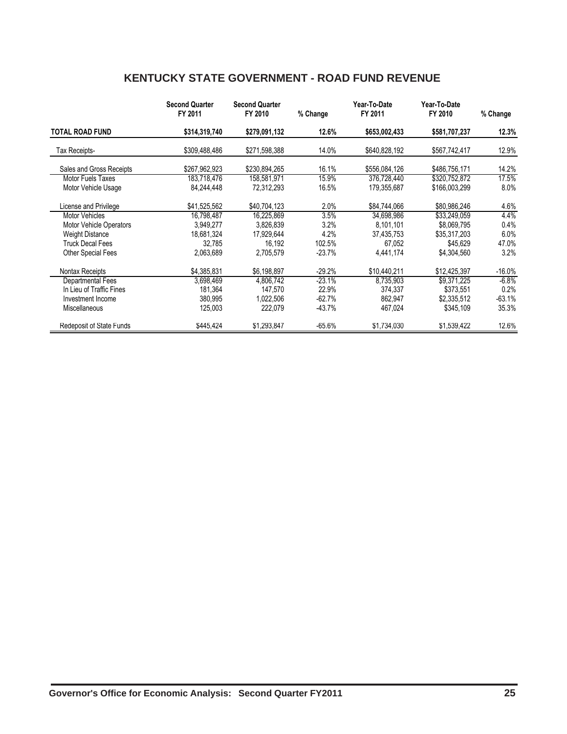## KENTUCKY STATE GOVERNMENT - ROAD FUND REVENUE

| | Second Quarter FY 2011 | Second Quarter FY 2010 | % Change | Year-To-Date FY 2011 | Year-To-Date FY 2010 | % Change |
|---|---|---|---|---|---|---|
| **TOTAL ROAD FUND** | **$314,319,740** | **$279,091,132** | **12.6%** | **$653,002,433** | **$581,707,237** | **12.3%** |
| Tax Receipts- | $309,488,486 | $271,598,388 | 14.0% | $640,828,192 | $567,742,417 | 12.9% |
| Sales and Gross Receipts | $267,962,923 | $230,894,265 | 16.1% | $556,084,126 | $486,756,171 | 14.2% |
| Motor Fuels Taxes | 183,718,476 | 158,581,971 | 15.9% | 376,728,440 | $320,752,872 | 17.5% |
| Motor Vehicle Usage | 84,244,448 | 72,312,293 | 16.5% | 179,355,687 | $166,003,299 | 8.0% |
| License and Privilege | $41,525,562 | $40,704,123 | 2.0% | $84,744,066 | $80,986,246 | 4.6% |
| Motor Vehicles | 16,798,487 | 16,225,869 | 3.5% | 34,698,986 | $33,249,059 | 4.4% |
| Motor Vehicle Operators | 3,949,277 | 3,826,839 | 3.2% | 8,101,101 | $8,069,795 | 0.4% |
| Weight Distance | 18,681,324 | 17,929,644 | 4.2% | 37,435,753 | $35,317,203 | 6.0% |
| Truck Decal Fees | 32,785 | 16,192 | 102.5% | 67,052 | $45,629 | 47.0% |
| Other Special Fees | 2,063,689 | 2,705,579 | -23.7% | 4,441,174 | $4,304,560 | 3.2% |
| Nontax Receipts | $4,385,831 | $6,198,897 | -29.2% | $10,440,211 | $12,425,397 | -16.0% |
| Departmental Fees | 3,698,469 | 4,806,742 | -23.1% | 8,735,903 | $9,371,225 | -6.8% |
| In Lieu of Traffic Fines | 181,364 | 147,570 | 22.9% | 374,337 | $373,551 | 0.2% |
| Investment Income | 380,995 | 1,022,506 | -62.7% | 862,947 | $2,335,512 | -63.1% |
| Miscellaneous | 125,003 | 222,079 | -43.7% | 467,024 | $345,109 | 35.3% |
| Redeposit of State Funds | $445,424 | $1,293,847 | -65.6% | $1,734,030 | $1,539,422 | 12.6% |